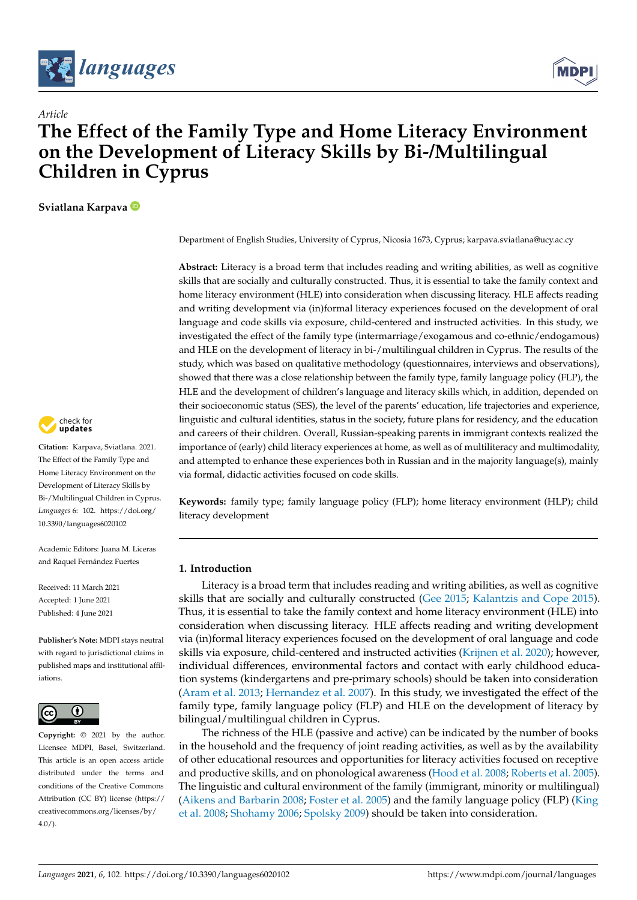*Article*

# The Effect of the Family Type and Home Literacy Environment on the Development of Literacy Skills by Bi-/Multilingual Children in Cyprus

**Sviatlana Karpava**

Department of English Studies, University of Cyprus, Nicosia 1673, Cyprus; karpava.sviatlana@ucy.ac.cy

**Abstract:** Literacy is a broad term that includes reading and writing abilities, as well as cognitive skills that are socially and culturally constructed. Thus, it is essential to take the family context and home literacy environment (HLE) into consideration when discussing literacy. HLE affects reading and writing development via (in)formal literacy experiences focused on the development of oral language and code skills via exposure, child-centered and instructed activities. In this study, we investigated the effect of the family type (intermarriage/exogamous and co-ethnic/endogamous) and HLE on the development of literacy in bi-/multilingual children in Cyprus. The results of the study, which was based on qualitative methodology (questionnaires, interviews and observations), showed that there was a close relationship between the family type, family language policy (FLP), the HLE and the development of children's language and literacy skills which, in addition, depended on their socioeconomic status (SES), the level of the parents' education, life trajectories and experience, linguistic and cultural identities, status in the society, future plans for residency, and the education and careers of their children. Overall, Russian-speaking parents in immigrant contexts realized the importance of (early) child literacy experiences at home, as well as of multiliteracy and multimodality, and attempted to enhance these experiences both in Russian and in the majority language(s), mainly via formal, didactic activities focused on code skills.

**Keywords:** family type; family language policy (FLP); home literacy environment (HLP); child literacy development

**Citation:** Karpava, Sviatlana. 2021. The Effect of the Family Type and Home Literacy Environment on the Development of Literacy Skills by Bi-/Multilingual Children in Cyprus. *Languages* 6: 102. https://doi.org/10.3390/languages6020102

Academic Editors: Juana M. Liceras and Raquel Fernández Fuertes

Received: 11 March 2021
Accepted: 1 June 2021
Published: 4 June 2021

**Publisher's Note:** MDPI stays neutral with regard to jurisdictional claims in published maps and institutional affiliations.

**Copyright:** © 2021 by the author. Licensee MDPI, Basel, Switzerland. This article is an open access article distributed under the terms and conditions of the Creative Commons Attribution (CC BY) license (https://creativecommons.org/licenses/by/4.0/).

## 1. Introduction

Literacy is a broad term that includes reading and writing abilities, as well as cognitive skills that are socially and culturally constructed (Gee 2015; Kalantzis and Cope 2015). Thus, it is essential to take the family context and home literacy environment (HLE) into consideration when discussing literacy. HLE affects reading and writing development via (in)formal literacy experiences focused on the development of oral language and code skills via exposure, child-centered and instructed activities (Krijnen et al. 2020); however, individual differences, environmental factors and contact with early childhood education systems (kindergartens and pre-primary schools) should be taken into consideration (Aram et al. 2013; Hernandez et al. 2007). In this study, we investigated the effect of the family type, family language policy (FLP) and HLE on the development of literacy by bilingual/multilingual children in Cyprus.

The richness of the HLE (passive and active) can be indicated by the number of books in the household and the frequency of joint reading activities, as well as by the availability of other educational resources and opportunities for literacy activities focused on receptive and productive skills, and on phonological awareness (Hood et al. 2008; Roberts et al. 2005). The linguistic and cultural environment of the family (immigrant, minority or multilingual) (Aikens and Barbarin 2008; Foster et al. 2005) and the family language policy (FLP) (King et al. 2008; Shohamy 2006; Spolsky 2009) should be taken into consideration.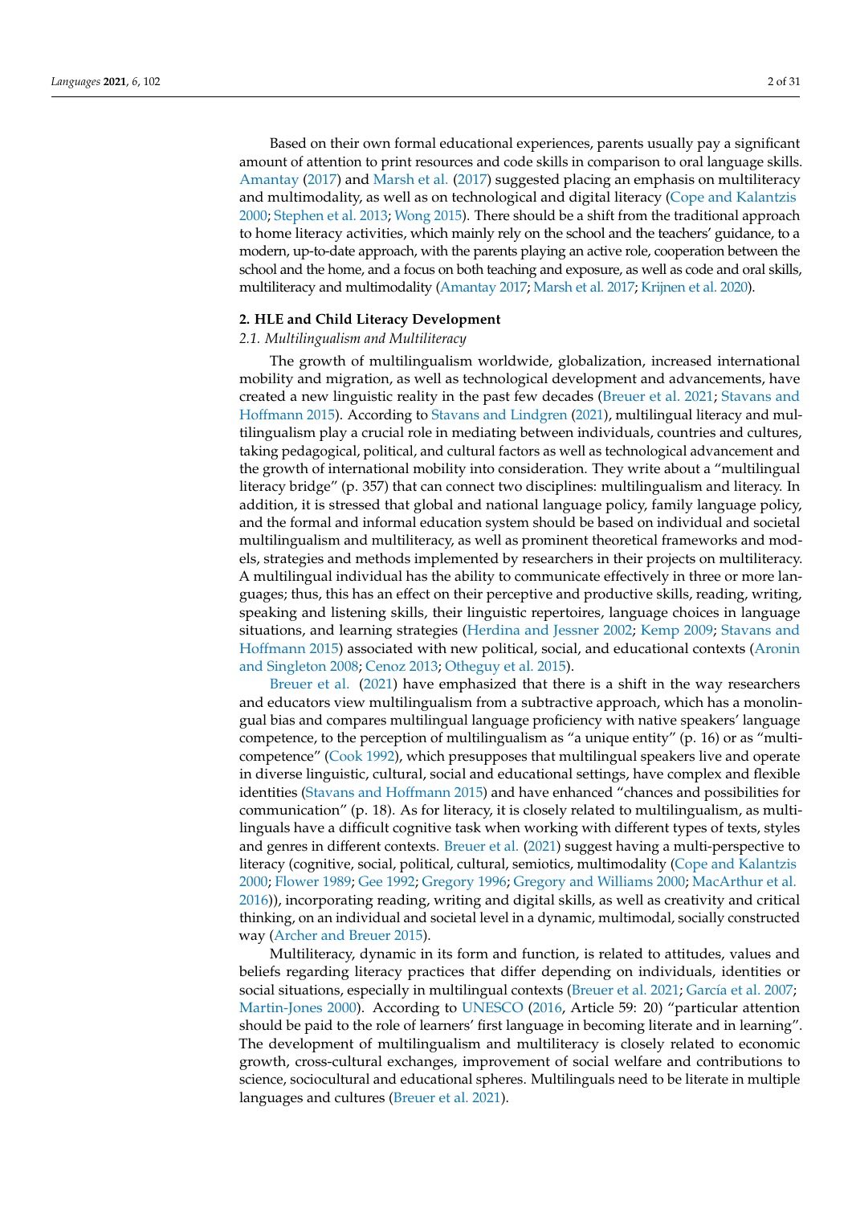Based on their own formal educational experiences, parents usually pay a significant amount of attention to print resources and code skills in comparison to oral language skills. Amantay (2017) and Marsh et al. (2017) suggested placing an emphasis on multiliteracy and multimodality, as well as on technological and digital literacy (Cope and Kalantzis 2000; Stephen et al. 2013; Wong 2015). There should be a shift from the traditional approach to home literacy activities, which mainly rely on the school and the teachers' guidance, to a modern, up-to-date approach, with the parents playing an active role, cooperation between the school and the home, and a focus on both teaching and exposure, as well as code and oral skills, multiliteracy and multimodality (Amantay 2017; Marsh et al. 2017; Krijnen et al. 2020).

## 2. HLE and Child Literacy Development

### *2.1. Multilingualism and Multiliteracy*

The growth of multilingualism worldwide, globalization, increased international mobility and migration, as well as technological development and advancements, have created a new linguistic reality in the past few decades (Breuer et al. 2021; Stavans and Hoffmann 2015). According to Stavans and Lindgren (2021), multilingual literacy and multilingualism play a crucial role in mediating between individuals, countries and cultures, taking pedagogical, political, and cultural factors as well as technological advancement and the growth of international mobility into consideration. They write about a "multilingual literacy bridge" (p. 357) that can connect two disciplines: multilingualism and literacy. In addition, it is stressed that global and national language policy, family language policy, and the formal and informal education system should be based on individual and societal multilingualism and multiliteracy, as well as prominent theoretical frameworks and models, strategies and methods implemented by researchers in their projects on multiliteracy. A multilingual individual has the ability to communicate effectively in three or more languages; thus, this has an effect on their perceptive and productive skills, reading, writing, speaking and listening skills, their linguistic repertoires, language choices in language situations, and learning strategies (Herdina and Jessner 2002; Kemp 2009; Stavans and Hoffmann 2015) associated with new political, social, and educational contexts (Aronin and Singleton 2008; Cenoz 2013; Otheguy et al. 2015).

Breuer et al. (2021) have emphasized that there is a shift in the way researchers and educators view multilingualism from a subtractive approach, which has a monolingual bias and compares multilingual language proficiency with native speakers' language competence, to the perception of multilingualism as "a unique entity" (p. 16) or as "multi-competence" (Cook 1992), which presupposes that multilingual speakers live and operate in diverse linguistic, cultural, social and educational settings, have complex and flexible identities (Stavans and Hoffmann 2015) and have enhanced "chances and possibilities for communication" (p. 18). As for literacy, it is closely related to multilingualism, as multilinguals have a difficult cognitive task when working with different types of texts, styles and genres in different contexts. Breuer et al. (2021) suggest having a multi-perspective to literacy (cognitive, social, political, cultural, semiotics, multimodality (Cope and Kalantzis 2000; Flower 1989; Gee 1992; Gregory 1996; Gregory and Williams 2000; MacArthur et al. 2016)), incorporating reading, writing and digital skills, as well as creativity and critical thinking, on an individual and societal level in a dynamic, multimodal, socially constructed way (Archer and Breuer 2015).

Multiliteracy, dynamic in its form and function, is related to attitudes, values and beliefs regarding literacy practices that differ depending on individuals, identities or social situations, especially in multilingual contexts (Breuer et al. 2021; García et al. 2007; Martin-Jones 2000). According to UNESCO (2016, Article 59: 20) "particular attention should be paid to the role of learners' first language in becoming literate and in learning". The development of multilingualism and multiliteracy is closely related to economic growth, cross-cultural exchanges, improvement of social welfare and contributions to science, sociocultural and educational spheres. Multilinguals need to be literate in multiple languages and cultures (Breuer et al. 2021).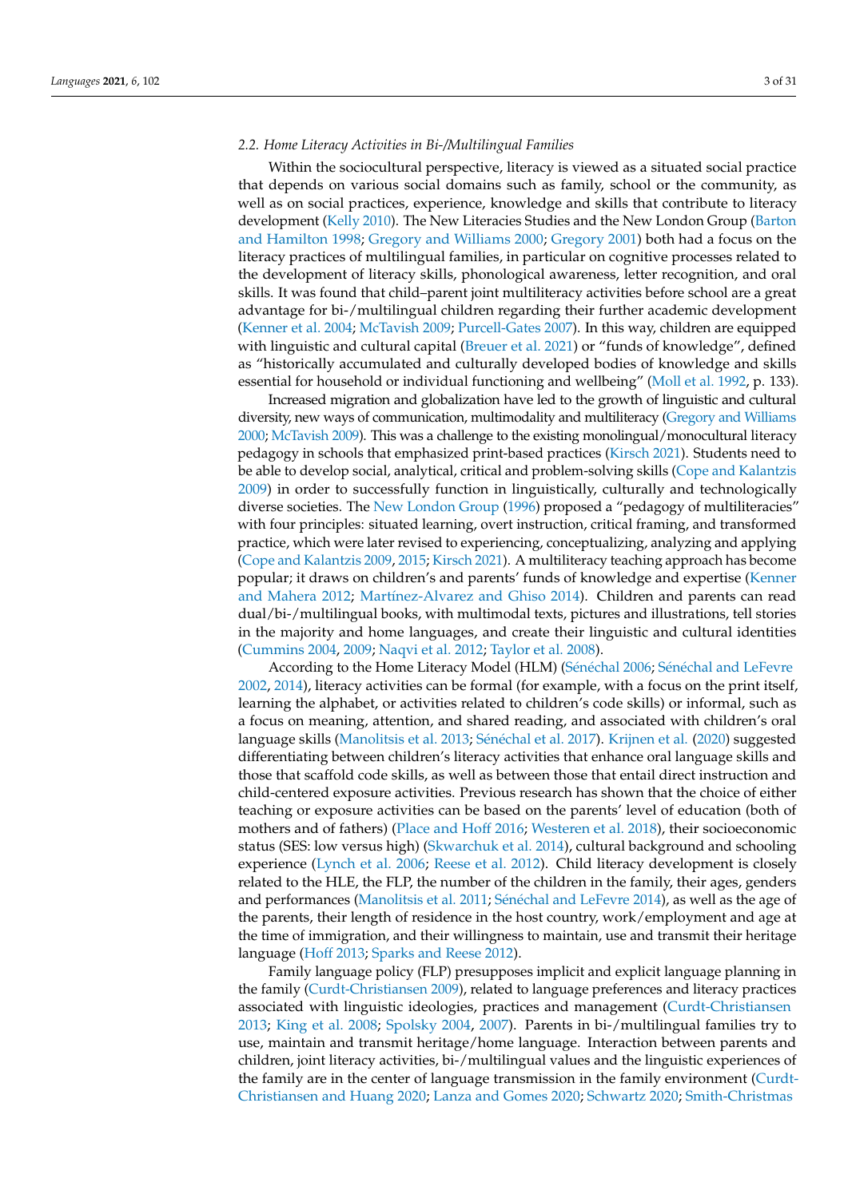### 2.2. Home Literacy Activities in Bi-/Multilingual Families

Within the sociocultural perspective, literacy is viewed as a situated social practice that depends on various social domains such as family, school or the community, as well as on social practices, experience, knowledge and skills that contribute to literacy development (Kelly 2010). The New Literacies Studies and the New London Group (Barton and Hamilton 1998; Gregory and Williams 2000; Gregory 2001) both had a focus on the literacy practices of multilingual families, in particular on cognitive processes related to the development of literacy skills, phonological awareness, letter recognition, and oral skills. It was found that child–parent joint multiliteracy activities before school are a great advantage for bi-/multilingual children regarding their further academic development (Kenner et al. 2004; McTavish 2009; Purcell-Gates 2007). In this way, children are equipped with linguistic and cultural capital (Breuer et al. 2021) or "funds of knowledge", defined as "historically accumulated and culturally developed bodies of knowledge and skills essential for household or individual functioning and wellbeing" (Moll et al. 1992, p. 133).

Increased migration and globalization have led to the growth of linguistic and cultural diversity, new ways of communication, multimodality and multiliteracy (Gregory and Williams 2000; McTavish 2009). This was a challenge to the existing monolingual/monocultural literacy pedagogy in schools that emphasized print-based practices (Kirsch 2021). Students need to be able to develop social, analytical, critical and problem-solving skills (Cope and Kalantzis 2009) in order to successfully function in linguistically, culturally and technologically diverse societies. The New London Group (1996) proposed a "pedagogy of multiliteracies" with four principles: situated learning, overt instruction, critical framing, and transformed practice, which were later revised to experiencing, conceptualizing, analyzing and applying (Cope and Kalantzis 2009, 2015; Kirsch 2021). A multiliteracy teaching approach has become popular; it draws on children's and parents' funds of knowledge and expertise (Kenner and Mahera 2012; Martínez-Alvarez and Ghiso 2014). Children and parents can read dual/bi-/multilingual books, with multimodal texts, pictures and illustrations, tell stories in the majority and home languages, and create their linguistic and cultural identities (Cummins 2004, 2009; Naqvi et al. 2012; Taylor et al. 2008).

According to the Home Literacy Model (HLM) (Sénéchal 2006; Sénéchal and LeFevre 2002, 2014), literacy activities can be formal (for example, with a focus on the print itself, learning the alphabet, or activities related to children's code skills) or informal, such as a focus on meaning, attention, and shared reading, and associated with children's oral language skills (Manolitsis et al. 2013; Sénéchal et al. 2017). Krijnen et al. (2020) suggested differentiating between children's literacy activities that enhance oral language skills and those that scaffold code skills, as well as between those that entail direct instruction and child-centered exposure activities. Previous research has shown that the choice of either teaching or exposure activities can be based on the parents' level of education (both of mothers and of fathers) (Place and Hoff 2016; Westeren et al. 2018), their socioeconomic status (SES: low versus high) (Skwarchuk et al. 2014), cultural background and schooling experience (Lynch et al. 2006; Reese et al. 2012). Child literacy development is closely related to the HLE, the FLP, the number of the children in the family, their ages, genders and performances (Manolitsis et al. 2011; Sénéchal and LeFevre 2014), as well as the age of the parents, their length of residence in the host country, work/employment and age at the time of immigration, and their willingness to maintain, use and transmit their heritage language (Hoff 2013; Sparks and Reese 2012).

Family language policy (FLP) presupposes implicit and explicit language planning in the family (Curdt-Christiansen 2009), related to language preferences and literacy practices associated with linguistic ideologies, practices and management (Curdt-Christiansen 2013; King et al. 2008; Spolsky 2004, 2007). Parents in bi-/multilingual families try to use, maintain and transmit heritage/home language. Interaction between parents and children, joint literacy activities, bi-/multilingual values and the linguistic experiences of the family are in the center of language transmission in the family environment (Curdt-Christiansen and Huang 2020; Lanza and Gomes 2020; Schwartz 2020; Smith-Christmas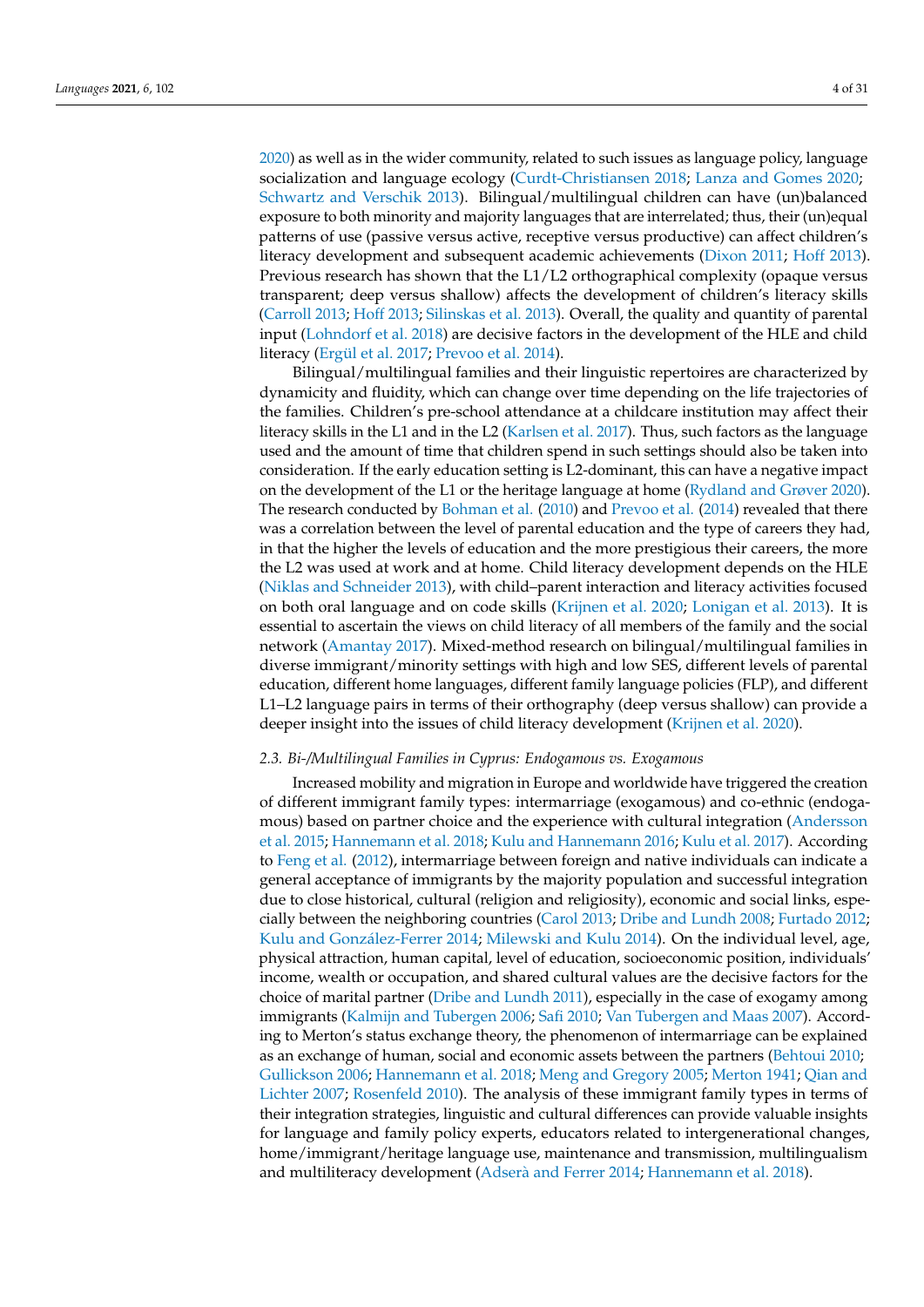2020) as well as in the wider community, related to such issues as language policy, language socialization and language ecology (Curdt-Christiansen 2018; Lanza and Gomes 2020; Schwartz and Verschik 2013). Bilingual/multilingual children can have (un)balanced exposure to both minority and majority languages that are interrelated; thus, their (un)equal patterns of use (passive versus active, receptive versus productive) can affect children's literacy development and subsequent academic achievements (Dixon 2011; Hoff 2013). Previous research has shown that the L1/L2 orthographical complexity (opaque versus transparent; deep versus shallow) affects the development of children's literacy skills (Carroll 2013; Hoff 2013; Silinskas et al. 2013). Overall, the quality and quantity of parental input (Lohndorf et al. 2018) are decisive factors in the development of the HLE and child literacy (Ergül et al. 2017; Prevoo et al. 2014).

Bilingual/multilingual families and their linguistic repertoires are characterized by dynamicity and fluidity, which can change over time depending on the life trajectories of the families. Children's pre-school attendance at a childcare institution may affect their literacy skills in the L1 and in the L2 (Karlsen et al. 2017). Thus, such factors as the language used and the amount of time that children spend in such settings should also be taken into consideration. If the early education setting is L2-dominant, this can have a negative impact on the development of the L1 or the heritage language at home (Rydland and Grøver 2020). The research conducted by Bohman et al. (2010) and Prevoo et al. (2014) revealed that there was a correlation between the level of parental education and the type of careers they had, in that the higher the levels of education and the more prestigious their careers, the more the L2 was used at work and at home. Child literacy development depends on the HLE (Niklas and Schneider 2013), with child–parent interaction and literacy activities focused on both oral language and on code skills (Krijnen et al. 2020; Lonigan et al. 2013). It is essential to ascertain the views on child literacy of all members of the family and the social network (Amantay 2017). Mixed-method research on bilingual/multilingual families in diverse immigrant/minority settings with high and low SES, different levels of parental education, different home languages, different family language policies (FLP), and different L1–L2 language pairs in terms of their orthography (deep versus shallow) can provide a deeper insight into the issues of child literacy development (Krijnen et al. 2020).

### 2.3. Bi-/Multilingual Families in Cyprus: Endogamous vs. Exogamous

Increased mobility and migration in Europe and worldwide have triggered the creation of different immigrant family types: intermarriage (exogamous) and co-ethnic (endogamous) based on partner choice and the experience with cultural integration (Andersson et al. 2015; Hannemann et al. 2018; Kulu and Hannemann 2016; Kulu et al. 2017). According to Feng et al. (2012), intermarriage between foreign and native individuals can indicate a general acceptance of immigrants by the majority population and successful integration due to close historical, cultural (religion and religiosity), economic and social links, especially between the neighboring countries (Carol 2013; Dribe and Lundh 2008; Furtado 2012; Kulu and González-Ferrer 2014; Milewski and Kulu 2014). On the individual level, age, physical attraction, human capital, level of education, socioeconomic position, individuals' income, wealth or occupation, and shared cultural values are the decisive factors for the choice of marital partner (Dribe and Lundh 2011), especially in the case of exogamy among immigrants (Kalmijn and Tubergen 2006; Safi 2010; Van Tubergen and Maas 2007). According to Merton's status exchange theory, the phenomenon of intermarriage can be explained as an exchange of human, social and economic assets between the partners (Behtoui 2010; Gullickson 2006; Hannemann et al. 2018; Meng and Gregory 2005; Merton 1941; Qian and Lichter 2007; Rosenfeld 2010). The analysis of these immigrant family types in terms of their integration strategies, linguistic and cultural differences can provide valuable insights for language and family policy experts, educators related to intergenerational changes, home/immigrant/heritage language use, maintenance and transmission, multilingualism and multiliteracy development (Adserà and Ferrer 2014; Hannemann et al. 2018).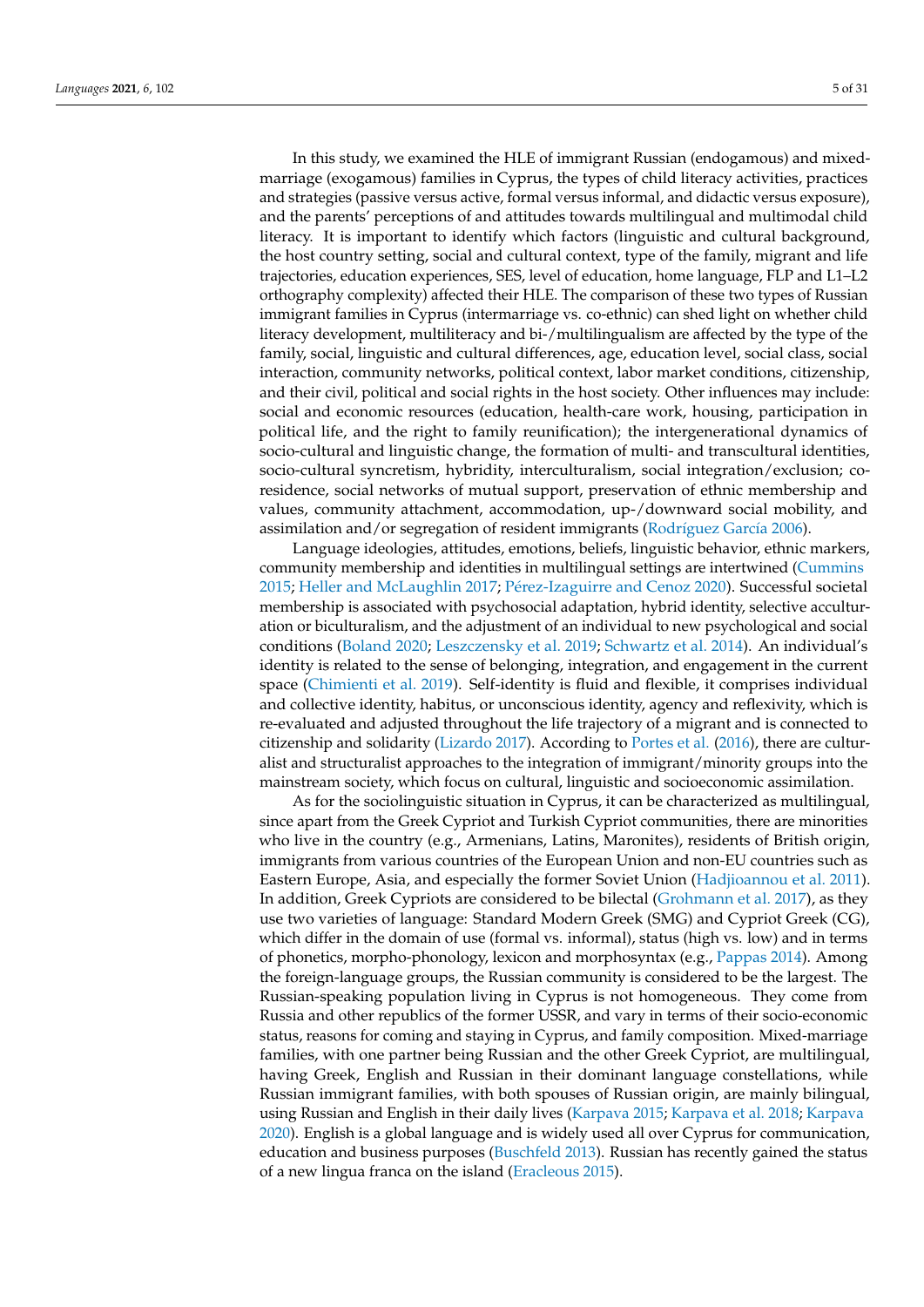In this study, we examined the HLE of immigrant Russian (endogamous) and mixed-marriage (exogamous) families in Cyprus, the types of child literacy activities, practices and strategies (passive versus active, formal versus informal, and didactic versus exposure), and the parents' perceptions of and attitudes towards multilingual and multimodal child literacy. It is important to identify which factors (linguistic and cultural background, the host country setting, social and cultural context, type of the family, migrant and life trajectories, education experiences, SES, level of education, home language, FLP and L1–L2 orthography complexity) affected their HLE. The comparison of these two types of Russian immigrant families in Cyprus (intermarriage vs. co-ethnic) can shed light on whether child literacy development, multiliteracy and bi-/multilingualism are affected by the type of the family, social, linguistic and cultural differences, age, education level, social class, social interaction, community networks, political context, labor market conditions, citizenship, and their civil, political and social rights in the host society. Other influences may include: social and economic resources (education, health-care work, housing, participation in political life, and the right to family reunification); the intergenerational dynamics of socio-cultural and linguistic change, the formation of multi- and transcultural identities, socio-cultural syncretism, hybridity, interculturalism, social integration/exclusion; co-residence, social networks of mutual support, preservation of ethnic membership and values, community attachment, accommodation, up-/downward social mobility, and assimilation and/or segregation of resident immigrants (Rodríguez García 2006).

Language ideologies, attitudes, emotions, beliefs, linguistic behavior, ethnic markers, community membership and identities in multilingual settings are intertwined (Cummins 2015; Heller and McLaughlin 2017; Pérez-Izaguirre and Cenoz 2020). Successful societal membership is associated with psychosocial adaptation, hybrid identity, selective acculturation or biculturalism, and the adjustment of an individual to new psychological and social conditions (Boland 2020; Leszczensky et al. 2019; Schwartz et al. 2014). An individual's identity is related to the sense of belonging, integration, and engagement in the current space (Chimienti et al. 2019). Self-identity is fluid and flexible, it comprises individual and collective identity, habitus, or unconscious identity, agency and reflexivity, which is re-evaluated and adjusted throughout the life trajectory of a migrant and is connected to citizenship and solidarity (Lizardo 2017). According to Portes et al. (2016), there are culturalist and structuralist approaches to the integration of immigrant/minority groups into the mainstream society, which focus on cultural, linguistic and socioeconomic assimilation.

As for the sociolinguistic situation in Cyprus, it can be characterized as multilingual, since apart from the Greek Cypriot and Turkish Cypriot communities, there are minorities who live in the country (e.g., Armenians, Latins, Maronites), residents of British origin, immigrants from various countries of the European Union and non-EU countries such as Eastern Europe, Asia, and especially the former Soviet Union (Hadjioannou et al. 2011). In addition, Greek Cypriots are considered to be bilectal (Grohmann et al. 2017), as they use two varieties of language: Standard Modern Greek (SMG) and Cypriot Greek (CG), which differ in the domain of use (formal vs. informal), status (high vs. low) and in terms of phonetics, morpho-phonology, lexicon and morphosyntax (e.g., Pappas 2014). Among the foreign-language groups, the Russian community is considered to be the largest. The Russian-speaking population living in Cyprus is not homogeneous. They come from Russia and other republics of the former USSR, and vary in terms of their socio-economic status, reasons for coming and staying in Cyprus, and family composition. Mixed-marriage families, with one partner being Russian and the other Greek Cypriot, are multilingual, having Greek, English and Russian in their dominant language constellations, while Russian immigrant families, with both spouses of Russian origin, are mainly bilingual, using Russian and English in their daily lives (Karpava 2015; Karpava et al. 2018; Karpava 2020). English is a global language and is widely used all over Cyprus for communication, education and business purposes (Buschfeld 2013). Russian has recently gained the status of a new lingua franca on the island (Eracleous 2015).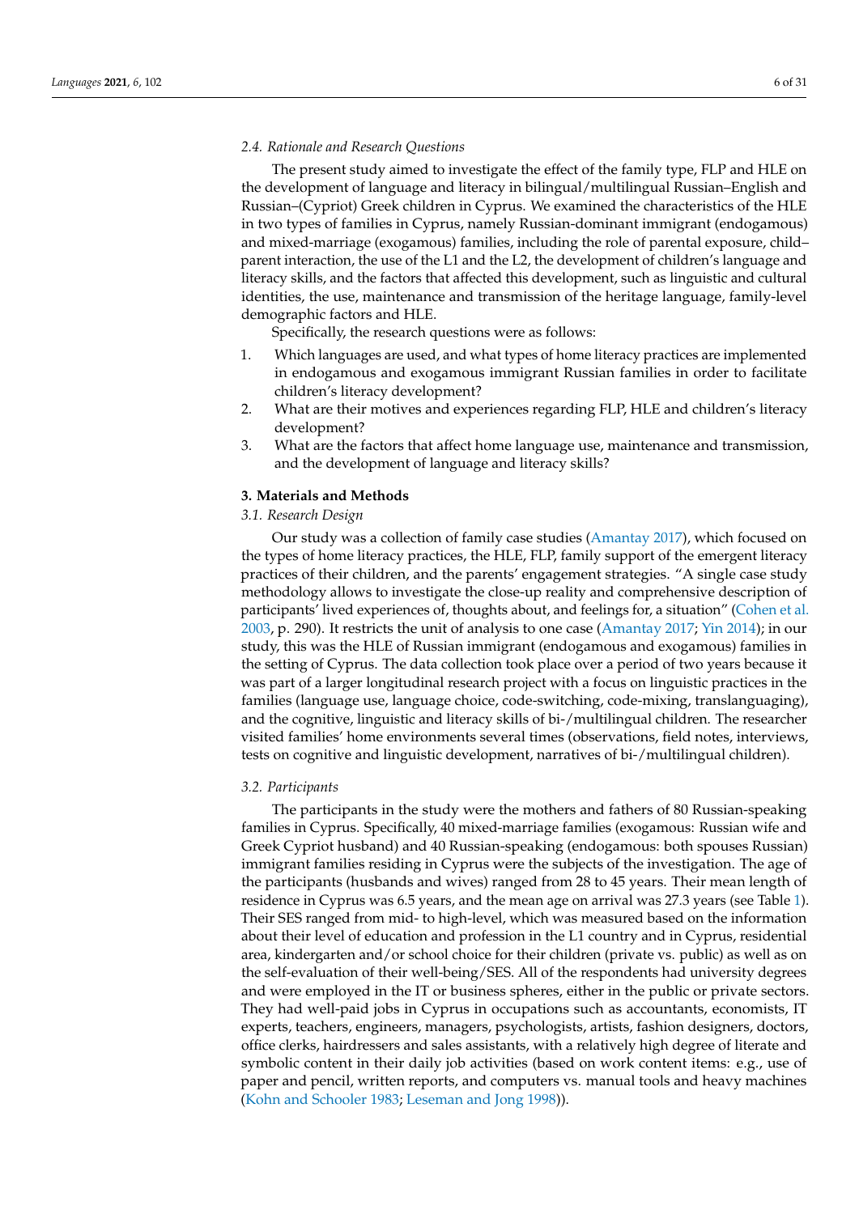### 2.4. Rationale and Research Questions

The present study aimed to investigate the effect of the family type, FLP and HLE on the development of language and literacy in bilingual/multilingual Russian–English and Russian–(Cypriot) Greek children in Cyprus. We examined the characteristics of the HLE in two types of families in Cyprus, namely Russian-dominant immigrant (endogamous) and mixed-marriage (exogamous) families, including the role of parental exposure, child–parent interaction, the use of the L1 and the L2, the development of children's language and literacy skills, and the factors that affected this development, such as linguistic and cultural identities, the use, maintenance and transmission of the heritage language, family-level demographic factors and HLE.

Specifically, the research questions were as follows:

1. Which languages are used, and what types of home literacy practices are implemented in endogamous and exogamous immigrant Russian families in order to facilitate children's literacy development?
2. What are their motives and experiences regarding FLP, HLE and children's literacy development?
3. What are the factors that affect home language use, maintenance and transmission, and the development of language and literacy skills?

## 3. Materials and Methods

### 3.1. Research Design

Our study was a collection of family case studies (Amantay 2017), which focused on the types of home literacy practices, the HLE, FLP, family support of the emergent literacy practices of their children, and the parents' engagement strategies. "A single case study methodology allows to investigate the close-up reality and comprehensive description of participants' lived experiences of, thoughts about, and feelings for, a situation" (Cohen et al. 2003, p. 290). It restricts the unit of analysis to one case (Amantay 2017; Yin 2014); in our study, this was the HLE of Russian immigrant (endogamous and exogamous) families in the setting of Cyprus. The data collection took place over a period of two years because it was part of a larger longitudinal research project with a focus on linguistic practices in the families (language use, language choice, code-switching, code-mixing, translanguaging), and the cognitive, linguistic and literacy skills of bi-/multilingual children. The researcher visited families' home environments several times (observations, field notes, interviews, tests on cognitive and linguistic development, narratives of bi-/multilingual children).

### 3.2. Participants

The participants in the study were the mothers and fathers of 80 Russian-speaking families in Cyprus. Specifically, 40 mixed-marriage families (exogamous: Russian wife and Greek Cypriot husband) and 40 Russian-speaking (endogamous: both spouses Russian) immigrant families residing in Cyprus were the subjects of the investigation. The age of the participants (husbands and wives) ranged from 28 to 45 years. Their mean length of residence in Cyprus was 6.5 years, and the mean age on arrival was 27.3 years (see Table 1). Their SES ranged from mid- to high-level, which was measured based on the information about their level of education and profession in the L1 country and in Cyprus, residential area, kindergarten and/or school choice for their children (private vs. public) as well as on the self-evaluation of their well-being/SES. All of the respondents had university degrees and were employed in the IT or business spheres, either in the public or private sectors. They had well-paid jobs in Cyprus in occupations such as accountants, economists, IT experts, teachers, engineers, managers, psychologists, artists, fashion designers, doctors, office clerks, hairdressers and sales assistants, with a relatively high degree of literate and symbolic content in their daily job activities (based on work content items: e.g., use of paper and pencil, written reports, and computers vs. manual tools and heavy machines (Kohn and Schooler 1983; Leseman and Jong 1998)).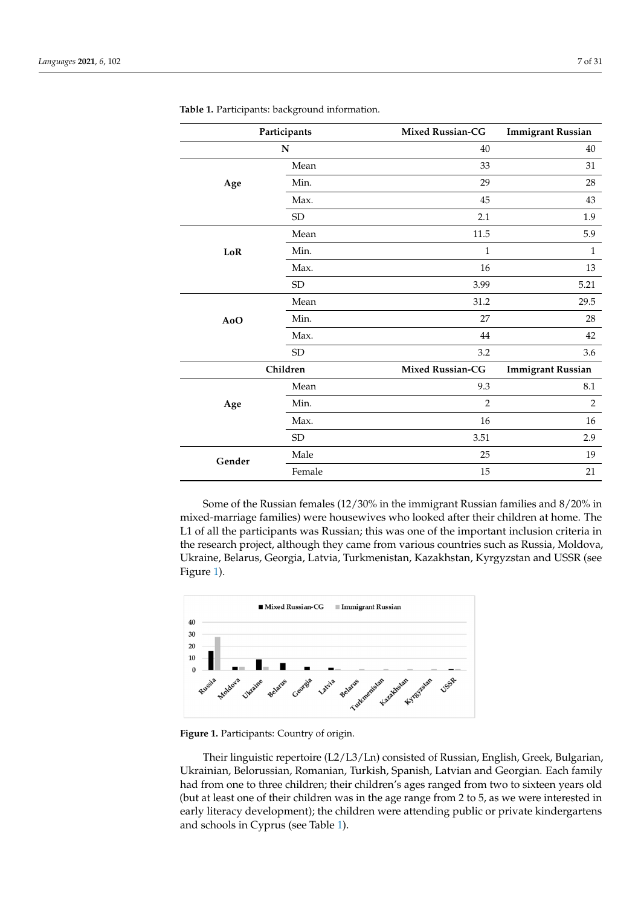**Table 1.** Participants: background information.

| Participants | | Mixed Russian-CG | Immigrant Russian |
|---|---|---|---|
| **N** | | 40 | 40 |
| **Age** | Mean | 33 | 31 |
| | Min. | 29 | 28 |
| | Max. | 45 | 43 |
| | SD | 2.1 | 1.9 |
| **LoR** | Mean | 11.5 | 5.9 |
| | Min. | 1 | 1 |
| | Max. | 16 | 13 |
| | SD | 3.99 | 5.21 |
| **AoO** | Mean | 31.2 | 29.5 |
| | Min. | 27 | 28 |
| | Max. | 44 | 42 |
| | SD | 3.2 | 3.6 |
| **Children** | | **Mixed Russian-CG** | **Immigrant Russian** |
| **Age** | Mean | 9.3 | 8.1 |
| | Min. | 2 | 2 |
| | Max. | 16 | 16 |
| | SD | 3.51 | 2.9 |
| **Gender** | Male | 25 | 19 |
| | Female | 15 | 21 |

Some of the Russian females (12/30% in the immigrant Russian families and 8/20% in mixed-marriage families) were housewives who looked after their children at home. The L1 of all the participants was Russian; this was one of the important inclusion criteria in the research project, although they came from various countries such as Russia, Moldova, Ukraine, Belarus, Georgia, Latvia, Turkmenistan, Kazakhstan, Kyrgyzstan and USSR (see Figure 1).

**Figure 1.** Participants: Country of origin.

Their linguistic repertoire (L2/L3/Ln) consisted of Russian, English, Greek, Bulgarian, Ukrainian, Belorussian, Romanian, Turkish, Spanish, Latvian and Georgian. Each family had from one to three children; their children's ages ranged from two to sixteen years old (but at least one of their children was in the age range from 2 to 5, as we were interested in early literacy development); the children were attending public or private kindergartens and schools in Cyprus (see Table 1).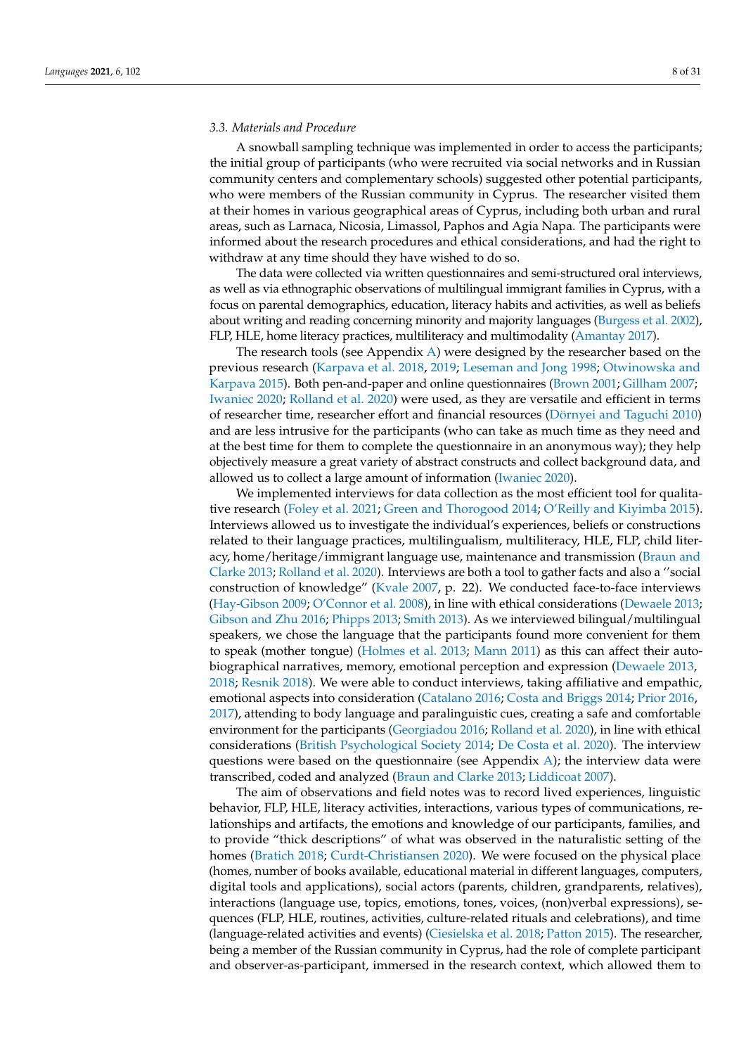### 3.3. Materials and Procedure

A snowball sampling technique was implemented in order to access the participants; the initial group of participants (who were recruited via social networks and in Russian community centers and complementary schools) suggested other potential participants, who were members of the Russian community in Cyprus. The researcher visited them at their homes in various geographical areas of Cyprus, including both urban and rural areas, such as Larnaca, Nicosia, Limassol, Paphos and Agia Napa. The participants were informed about the research procedures and ethical considerations, and had the right to withdraw at any time should they have wished to do so.

The data were collected via written questionnaires and semi-structured oral interviews, as well as via ethnographic observations of multilingual immigrant families in Cyprus, with a focus on parental demographics, education, literacy habits and activities, as well as beliefs about writing and reading concerning minority and majority languages (Burgess et al. 2002), FLP, HLE, home literacy practices, multiliteracy and multimodality (Amantay 2017).

The research tools (see Appendix A) were designed by the researcher based on the previous research (Karpava et al. 2018, 2019; Leseman and Jong 1998; Otwinowska and Karpava 2015). Both pen-and-paper and online questionnaires (Brown 2001; Gillham 2007; Iwaniec 2020; Rolland et al. 2020) were used, as they are versatile and efficient in terms of researcher time, researcher effort and financial resources (Dörnyei and Taguchi 2010) and are less intrusive for the participants (who can take as much time as they need and at the best time for them to complete the questionnaire in an anonymous way); they help objectively measure a great variety of abstract constructs and collect background data, and allowed us to collect a large amount of information (Iwaniec 2020).

We implemented interviews for data collection as the most efficient tool for qualitative research (Foley et al. 2021; Green and Thorogood 2014; O'Reilly and Kiyimba 2015). Interviews allowed us to investigate the individual's experiences, beliefs or constructions related to their language practices, multilingualism, multiliteracy, HLE, FLP, child literacy, home/heritage/immigrant language use, maintenance and transmission (Braun and Clarke 2013; Rolland et al. 2020). Interviews are both a tool to gather facts and also a ''social construction of knowledge" (Kvale 2007, p. 22). We conducted face-to-face interviews (Hay-Gibson 2009; O'Connor et al. 2008), in line with ethical considerations (Dewaele 2013; Gibson and Zhu 2016; Phipps 2013; Smith 2013). As we interviewed bilingual/multilingual speakers, we chose the language that the participants found more convenient for them to speak (mother tongue) (Holmes et al. 2013; Mann 2011) as this can affect their autobiographical narratives, memory, emotional perception and expression (Dewaele 2013, 2018; Resnik 2018). We were able to conduct interviews, taking affiliative and empathic, emotional aspects into consideration (Catalano 2016; Costa and Briggs 2014; Prior 2016, 2017), attending to body language and paralinguistic cues, creating a safe and comfortable environment for the participants (Georgiadou 2016; Rolland et al. 2020), in line with ethical considerations (British Psychological Society 2014; De Costa et al. 2020). The interview questions were based on the questionnaire (see Appendix A); the interview data were transcribed, coded and analyzed (Braun and Clarke 2013; Liddicoat 2007).

The aim of observations and field notes was to record lived experiences, linguistic behavior, FLP, HLE, literacy activities, interactions, various types of communications, relationships and artifacts, the emotions and knowledge of our participants, families, and to provide "thick descriptions" of what was observed in the naturalistic setting of the homes (Bratich 2018; Curdt-Christiansen 2020). We were focused on the physical place (homes, number of books available, educational material in different languages, computers, digital tools and applications), social actors (parents, children, grandparents, relatives), interactions (language use, topics, emotions, tones, voices, (non)verbal expressions), sequences (FLP, HLE, routines, activities, culture-related rituals and celebrations), and time (language-related activities and events) (Ciesielska et al. 2018; Patton 2015). The researcher, being a member of the Russian community in Cyprus, had the role of complete participant and observer-as-participant, immersed in the research context, which allowed them to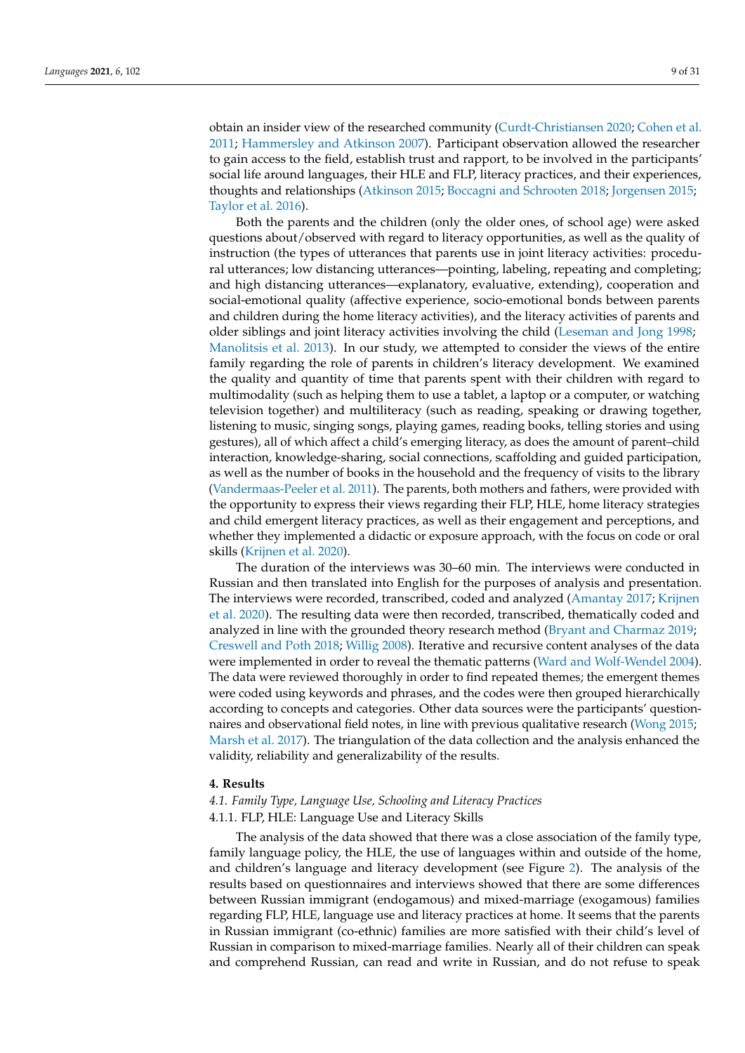obtain an insider view of the researched community (Curdt-Christiansen 2020; Cohen et al. 2011; Hammersley and Atkinson 2007). Participant observation allowed the researcher to gain access to the field, establish trust and rapport, to be involved in the participants' social life around languages, their HLE and FLP, literacy practices, and their experiences, thoughts and relationships (Atkinson 2015; Boccagni and Schrooten 2018; Jorgensen 2015; Taylor et al. 2016).

Both the parents and the children (only the older ones, of school age) were asked questions about/observed with regard to literacy opportunities, as well as the quality of instruction (the types of utterances that parents use in joint literacy activities: procedural utterances; low distancing utterances—pointing, labeling, repeating and completing; and high distancing utterances—explanatory, evaluative, extending), cooperation and social-emotional quality (affective experience, socio-emotional bonds between parents and children during the home literacy activities), and the literacy activities of parents and older siblings and joint literacy activities involving the child (Leseman and Jong 1998; Manolitsis et al. 2013). In our study, we attempted to consider the views of the entire family regarding the role of parents in children's literacy development. We examined the quality and quantity of time that parents spent with their children with regard to multimodality (such as helping them to use a tablet, a laptop or a computer, or watching television together) and multiliteracy (such as reading, speaking or drawing together, listening to music, singing songs, playing games, reading books, telling stories and using gestures), all of which affect a child's emerging literacy, as does the amount of parent–child interaction, knowledge-sharing, social connections, scaffolding and guided participation, as well as the number of books in the household and the frequency of visits to the library (Vandermaas-Peeler et al. 2011). The parents, both mothers and fathers, were provided with the opportunity to express their views regarding their FLP, HLE, home literacy strategies and child emergent literacy practices, as well as their engagement and perceptions, and whether they implemented a didactic or exposure approach, with the focus on code or oral skills (Krijnen et al. 2020).

The duration of the interviews was 30–60 min. The interviews were conducted in Russian and then translated into English for the purposes of analysis and presentation. The interviews were recorded, transcribed, coded and analyzed (Amantay 2017; Krijnen et al. 2020). The resulting data were then recorded, transcribed, thematically coded and analyzed in line with the grounded theory research method (Bryant and Charmaz 2019; Creswell and Poth 2018; Willig 2008). Iterative and recursive content analyses of the data were implemented in order to reveal the thematic patterns (Ward and Wolf-Wendel 2004). The data were reviewed thoroughly in order to find repeated themes; the emergent themes were coded using keywords and phrases, and the codes were then grouped hierarchically according to concepts and categories. Other data sources were the participants' questionnaires and observational field notes, in line with previous qualitative research (Wong 2015; Marsh et al. 2017). The triangulation of the data collection and the analysis enhanced the validity, reliability and generalizability of the results.

## 4. Results

### *4.1. Family Type, Language Use, Schooling and Literacy Practices*

#### 4.1.1. FLP, HLE: Language Use and Literacy Skills

The analysis of the data showed that there was a close association of the family type, family language policy, the HLE, the use of languages within and outside of the home, and children's language and literacy development (see Figure 2). The analysis of the results based on questionnaires and interviews showed that there are some differences between Russian immigrant (endogamous) and mixed-marriage (exogamous) families regarding FLP, HLE, language use and literacy practices at home. It seems that the parents in Russian immigrant (co-ethnic) families are more satisfied with their child's level of Russian in comparison to mixed-marriage families. Nearly all of their children can speak and comprehend Russian, can read and write in Russian, and do not refuse to speak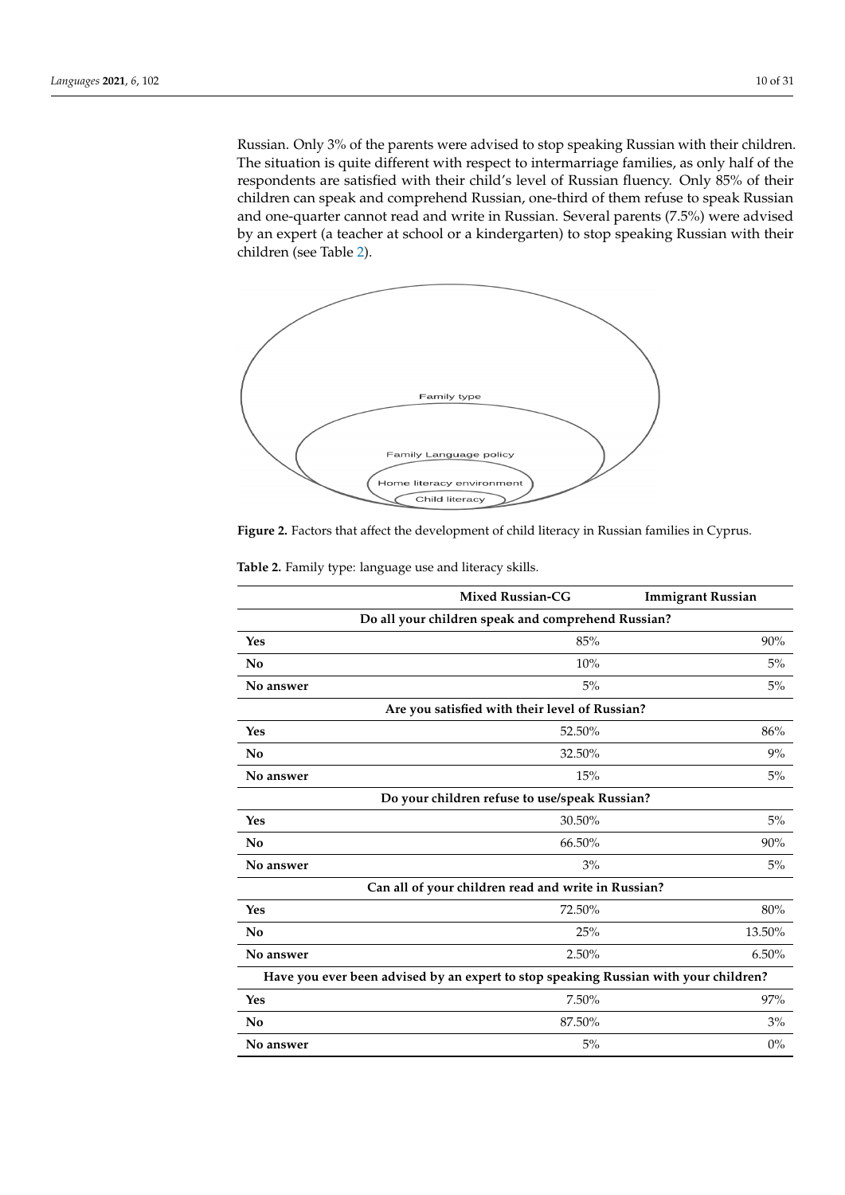Russian. Only 3% of the parents were advised to stop speaking Russian with their children. The situation is quite different with respect to intermarriage families, as only half of the respondents are satisfied with their child's level of Russian fluency. Only 85% of their children can speak and comprehend Russian, one-third of them refuse to speak Russian and one-quarter cannot read and write in Russian. Several parents (7.5%) were advised by an expert (a teacher at school or a kindergarten) to stop speaking Russian with their children (see Table 2).

Family type

Family Language policy

Home literacy environment

Child literacy

**Figure 2.** Factors that affect the development of child literacy in Russian families in Cyprus.

**Table 2.** Family type: language use and literacy skills.

| | Mixed Russian-CG | Immigrant Russian |
|---|---|---|
| **Do all your children speak and comprehend Russian?** | | |
| **Yes** | 85% | 90% |
| **No** | 10% | 5% |
| **No answer** | 5% | 5% |
| **Are you satisfied with their level of Russian?** | | |
| **Yes** | 52.50% | 86% |
| **No** | 32.50% | 9% |
| **No answer** | 15% | 5% |
| **Do your children refuse to use/speak Russian?** | | |
| **Yes** | 30.50% | 5% |
| **No** | 66.50% | 90% |
| **No answer** | 3% | 5% |
| **Can all of your children read and write in Russian?** | | |
| **Yes** | 72.50% | 80% |
| **No** | 25% | 13.50% |
| **No answer** | 2.50% | 6.50% |
| **Have you ever been advised by an expert to stop speaking Russian with your children?** | | |
| **Yes** | 7.50% | 97% |
| **No** | 87.50% | 3% |
| **No answer** | 5% | 0% |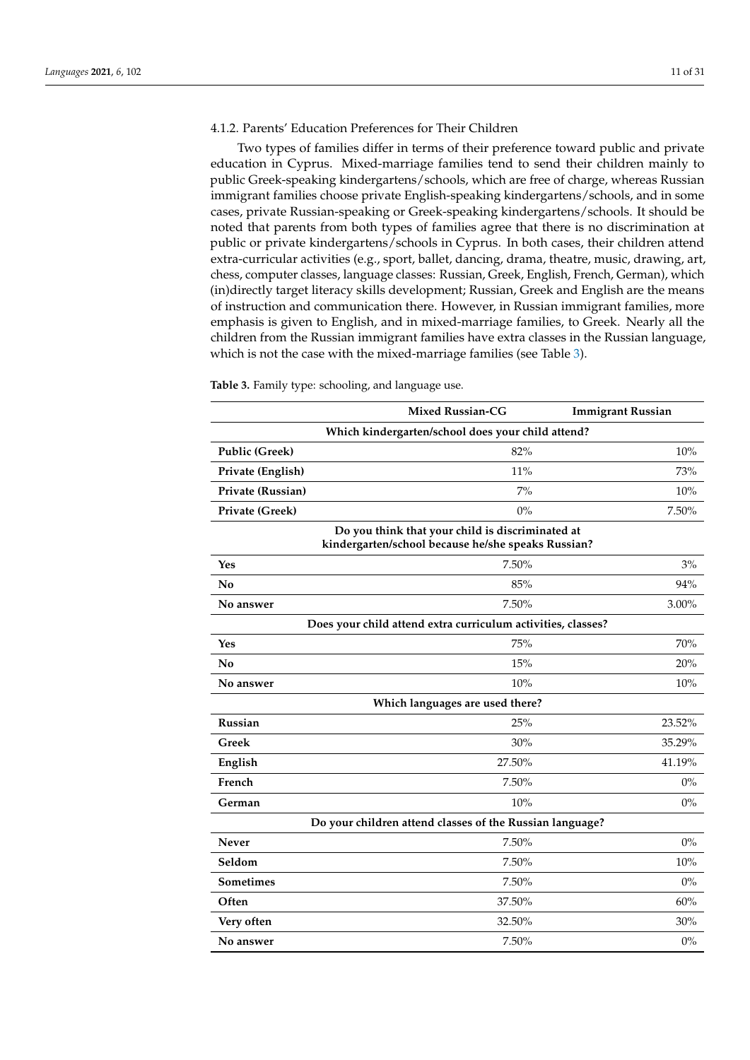#### 4.1.2. Parents' Education Preferences for Their Children

Two types of families differ in terms of their preference toward public and private education in Cyprus. Mixed-marriage families tend to send their children mainly to public Greek-speaking kindergartens/schools, which are free of charge, whereas Russian immigrant families choose private English-speaking kindergartens/schools, and in some cases, private Russian-speaking or Greek-speaking kindergartens/schools. It should be noted that parents from both types of families agree that there is no discrimination at public or private kindergartens/schools in Cyprus. In both cases, their children attend extra-curricular activities (e.g., sport, ballet, dancing, drama, theatre, music, drawing, art, chess, computer classes, language classes: Russian, Greek, English, French, German), which (in)directly target literacy skills development; Russian, Greek and English are the means of instruction and communication there. However, in Russian immigrant families, more emphasis is given to English, and in mixed-marriage families, to Greek. Nearly all the children from the Russian immigrant families have extra classes in the Russian language, which is not the case with the mixed-marriage families (see Table 3).

**Table 3.** Family type: schooling, and language use.

| | Mixed Russian-CG | Immigrant Russian |
|---|---|---|
| | **Which kindergarten/school does your child attend?** | |
| **Public (Greek)** | 82% | 10% |
| **Private (English)** | 11% | 73% |
| **Private (Russian)** | 7% | 10% |
| **Private (Greek)** | 0% | 7.50% |
| | **Do you think that your child is discriminated at kindergarten/school because he/she speaks Russian?** | |
| **Yes** | 7.50% | 3% |
| **No** | 85% | 94% |
| **No answer** | 7.50% | 3.00% |
| | **Does your child attend extra curriculum activities, classes?** | |
| **Yes** | 75% | 70% |
| **No** | 15% | 20% |
| **No answer** | 10% | 10% |
| | **Which languages are used there?** | |
| **Russian** | 25% | 23.52% |
| **Greek** | 30% | 35.29% |
| **English** | 27.50% | 41.19% |
| **French** | 7.50% | 0% |
| **German** | 10% | 0% |
| | **Do your children attend classes of the Russian language?** | |
| **Never** | 7.50% | 0% |
| **Seldom** | 7.50% | 10% |
| **Sometimes** | 7.50% | 0% |
| **Often** | 37.50% | 60% |
| **Very often** | 32.50% | 30% |
| **No answer** | 7.50% | 0% |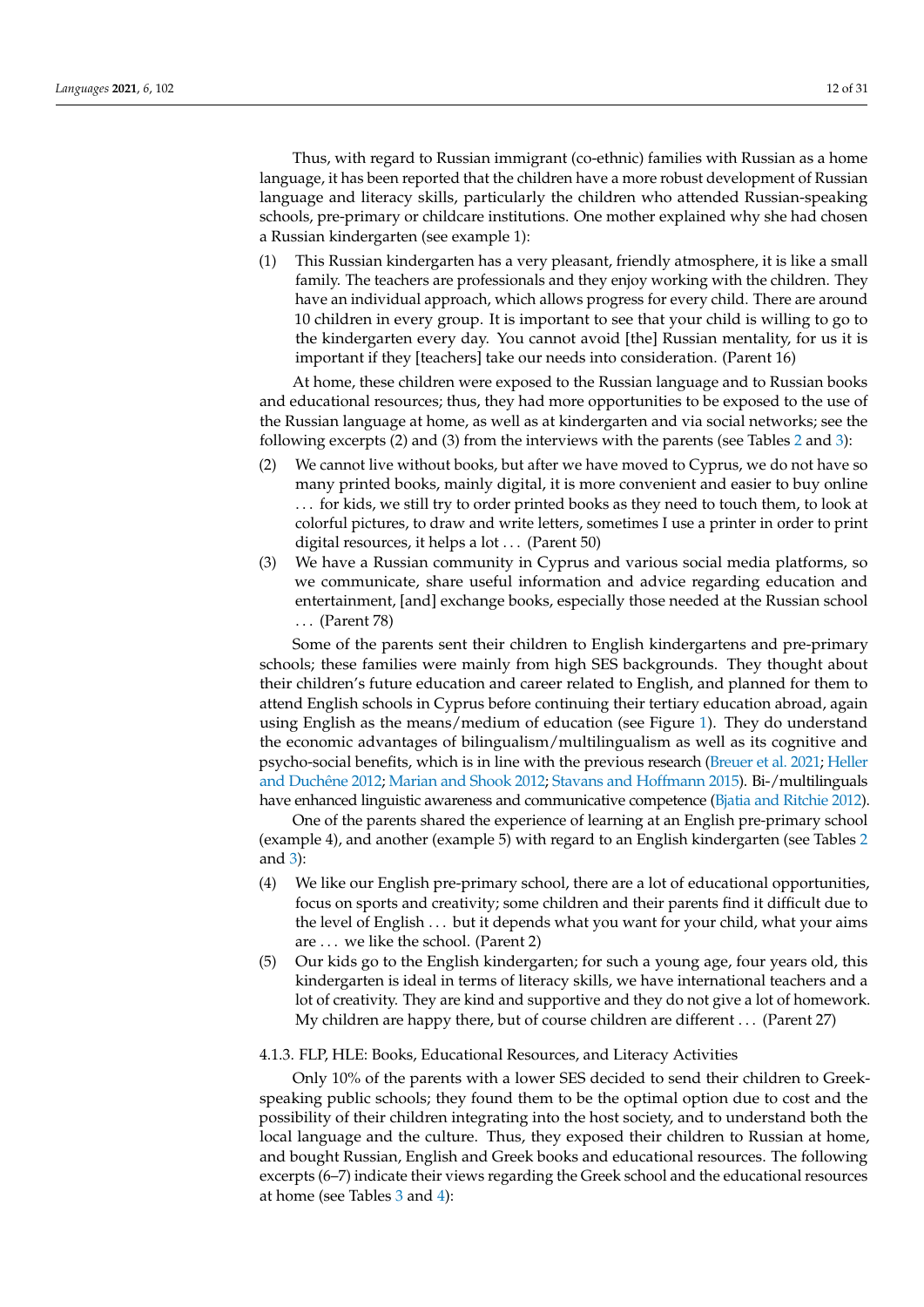Thus, with regard to Russian immigrant (co-ethnic) families with Russian as a home language, it has been reported that the children have a more robust development of Russian language and literacy skills, particularly the children who attended Russian-speaking schools, pre-primary or childcare institutions. One mother explained why she had chosen a Russian kindergarten (see example 1):

(1) This Russian kindergarten has a very pleasant, friendly atmosphere, it is like a small family. The teachers are professionals and they enjoy working with the children. They have an individual approach, which allows progress for every child. There are around 10 children in every group. It is important to see that your child is willing to go to the kindergarten every day. You cannot avoid [the] Russian mentality, for us it is important if they [teachers] take our needs into consideration. (Parent 16)

At home, these children were exposed to the Russian language and to Russian books and educational resources; thus, they had more opportunities to be exposed to the use of the Russian language at home, as well as at kindergarten and via social networks; see the following excerpts (2) and (3) from the interviews with the parents (see Tables 2 and 3):

(2) We cannot live without books, but after we have moved to Cyprus, we do not have so many printed books, mainly digital, it is more convenient and easier to buy online . . . for kids, we still try to order printed books as they need to touch them, to look at colorful pictures, to draw and write letters, sometimes I use a printer in order to print digital resources, it helps a lot . . . (Parent 50)

(3) We have a Russian community in Cyprus and various social media platforms, so we communicate, share useful information and advice regarding education and entertainment, [and] exchange books, especially those needed at the Russian school . . . (Parent 78)

Some of the parents sent their children to English kindergartens and pre-primary schools; these families were mainly from high SES backgrounds. They thought about their children's future education and career related to English, and planned for them to attend English schools in Cyprus before continuing their tertiary education abroad, again using English as the means/medium of education (see Figure 1). They do understand the economic advantages of bilingualism/multilingualism as well as its cognitive and psycho-social benefits, which is in line with the previous research (Breuer et al. 2021; Heller and Duchêne 2012; Marian and Shook 2012; Stavans and Hoffmann 2015). Bi-/multilinguals have enhanced linguistic awareness and communicative competence (Bjatia and Ritchie 2012).

One of the parents shared the experience of learning at an English pre-primary school (example 4), and another (example 5) with regard to an English kindergarten (see Tables 2 and 3):

(4) We like our English pre-primary school, there are a lot of educational opportunities, focus on sports and creativity; some children and their parents find it difficult due to the level of English . . . but it depends what you want for your child, what your aims are . . . we like the school. (Parent 2)

(5) Our kids go to the English kindergarten; for such a young age, four years old, this kindergarten is ideal in terms of literacy skills, we have international teachers and a lot of creativity. They are kind and supportive and they do not give a lot of homework. My children are happy there, but of course children are different . . . (Parent 27)

#### 4.1.3. FLP, HLE: Books, Educational Resources, and Literacy Activities

Only 10% of the parents with a lower SES decided to send their children to Greek-speaking public schools; they found them to be the optimal option due to cost and the possibility of their children integrating into the host society, and to understand both the local language and the culture. Thus, they exposed their children to Russian at home, and bought Russian, English and Greek books and educational resources. The following excerpts (6–7) indicate their views regarding the Greek school and the educational resources at home (see Tables 3 and 4):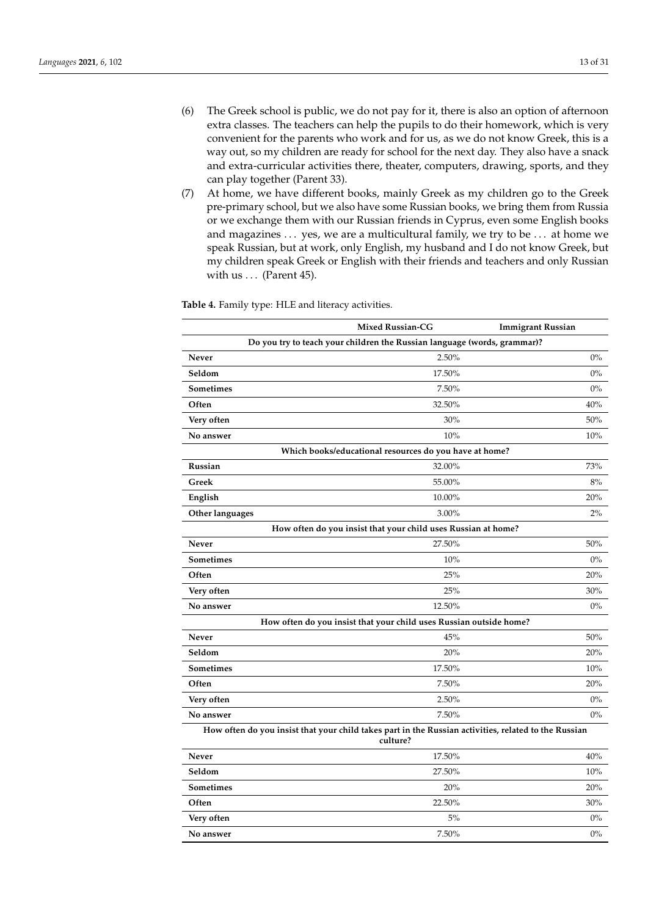(6) The Greek school is public, we do not pay for it, there is also an option of afternoon extra classes. The teachers can help the pupils to do their homework, which is very convenient for the parents who work and for us, as we do not know Greek, this is a way out, so my children are ready for school for the next day. They also have a snack and extra-curricular activities there, theater, computers, drawing, sports, and they can play together (Parent 33).

(7) At home, we have different books, mainly Greek as my children go to the Greek pre-primary school, but we also have some Russian books, we bring them from Russia or we exchange them with our Russian friends in Cyprus, even some English books and magazines . . . yes, we are a multicultural family, we try to be . . . at home we speak Russian, but at work, only English, my husband and I do not know Greek, but my children speak Greek or English with their friends and teachers and only Russian with us . . . (Parent 45).

**Table 4.** Family type: HLE and literacy activities.

| | Mixed Russian-CG | Immigrant Russian |
|---|---|---|
| **Do you try to teach your children the Russian language (words, grammar)?** | | |
| **Never** | 2.50% | 0% |
| **Seldom** | 17.50% | 0% |
| **Sometimes** | 7.50% | 0% |
| **Often** | 32.50% | 40% |
| **Very often** | 30% | 50% |
| **No answer** | 10% | 10% |
| **Which books/educational resources do you have at home?** | | |
| **Russian** | 32.00% | 73% |
| **Greek** | 55.00% | 8% |
| **English** | 10.00% | 20% |
| **Other languages** | 3.00% | 2% |
| **How often do you insist that your child uses Russian at home?** | | |
| **Never** | 27.50% | 50% |
| **Sometimes** | 10% | 0% |
| **Often** | 25% | 20% |
| **Very often** | 25% | 30% |
| **No answer** | 12.50% | 0% |
| **How often do you insist that your child uses Russian outside home?** | | |
| **Never** | 45% | 50% |
| **Seldom** | 20% | 20% |
| **Sometimes** | 17.50% | 10% |
| **Often** | 7.50% | 20% |
| **Very often** | 2.50% | 0% |
| **No answer** | 7.50% | 0% |
| **How often do you insist that your child takes part in the Russian activities, related to the Russian culture?** | | |
| **Never** | 17.50% | 40% |
| **Seldom** | 27.50% | 10% |
| **Sometimes** | 20% | 20% |
| **Often** | 22.50% | 30% |
| **Very often** | 5% | 0% |
| **No answer** | 7.50% | 0% |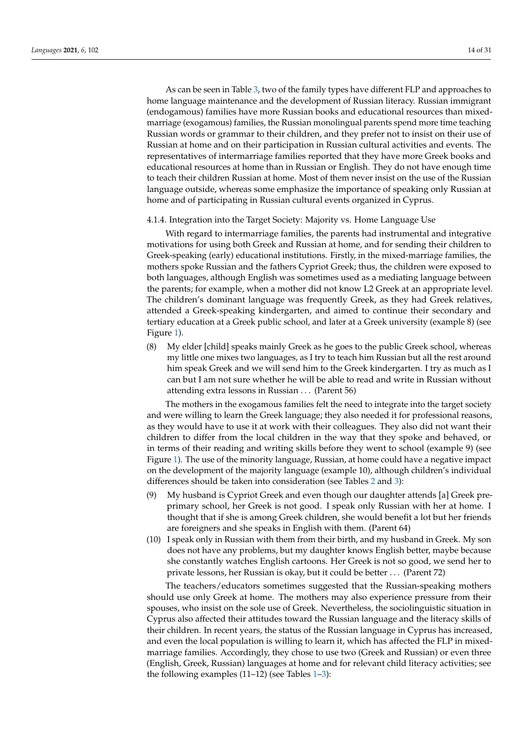As can be seen in Table 3, two of the family types have different FLP and approaches to home language maintenance and the development of Russian literacy. Russian immigrant (endogamous) families have more Russian books and educational resources than mixed-marriage (exogamous) families, the Russian monolingual parents spend more time teaching Russian words or grammar to their children, and they prefer not to insist on their use of Russian at home and on their participation in Russian cultural activities and events. The representatives of intermarriage families reported that they have more Greek books and educational resources at home than in Russian or English. They do not have enough time to teach their children Russian at home. Most of them never insist on the use of the Russian language outside, whereas some emphasize the importance of speaking only Russian at home and of participating in Russian cultural events organized in Cyprus.

#### 4.1.4. Integration into the Target Society: Majority vs. Home Language Use

With regard to intermarriage families, the parents had instrumental and integrative motivations for using both Greek and Russian at home, and for sending their children to Greek-speaking (early) educational institutions. Firstly, in the mixed-marriage families, the mothers spoke Russian and the fathers Cypriot Greek; thus, the children were exposed to both languages, although English was sometimes used as a mediating language between the parents; for example, when a mother did not know L2 Greek at an appropriate level. The children's dominant language was frequently Greek, as they had Greek relatives, attended a Greek-speaking kindergarten, and aimed to continue their secondary and tertiary education at a Greek public school, and later at a Greek university (example 8) (see Figure 1).

(8) My elder [child] speaks mainly Greek as he goes to the public Greek school, whereas my little one mixes two languages, as I try to teach him Russian but all the rest around him speak Greek and we will send him to the Greek kindergarten. I try as much as I can but I am not sure whether he will be able to read and write in Russian without attending extra lessons in Russian . . . (Parent 56)

The mothers in the exogamous families felt the need to integrate into the target society and were willing to learn the Greek language; they also needed it for professional reasons, as they would have to use it at work with their colleagues. They also did not want their children to differ from the local children in the way that they spoke and behaved, or in terms of their reading and writing skills before they went to school (example 9) (see Figure 1). The use of the minority language, Russian, at home could have a negative impact on the development of the majority language (example 10), although children's individual differences should be taken into consideration (see Tables 2 and 3):

(9) My husband is Cypriot Greek and even though our daughter attends [a] Greek pre-primary school, her Greek is not good. I speak only Russian with her at home. I thought that if she is among Greek children, she would benefit a lot but her friends are foreigners and she speaks in English with them. (Parent 64)

(10) I speak only in Russian with them from their birth, and my husband in Greek. My son does not have any problems, but my daughter knows English better, maybe because she constantly watches English cartoons. Her Greek is not so good, we send her to private lessons, her Russian is okay, but it could be better . . . (Parent 72)

The teachers/educators sometimes suggested that the Russian-speaking mothers should use only Greek at home. The mothers may also experience pressure from their spouses, who insist on the sole use of Greek. Nevertheless, the sociolinguistic situation in Cyprus also affected their attitudes toward the Russian language and the literacy skills of their children. In recent years, the status of the Russian language in Cyprus has increased, and even the local population is willing to learn it, which has affected the FLP in mixed-marriage families. Accordingly, they chose to use two (Greek and Russian) or even three (English, Greek, Russian) languages at home and for relevant child literacy activities; see the following examples (11–12) (see Tables 1–3):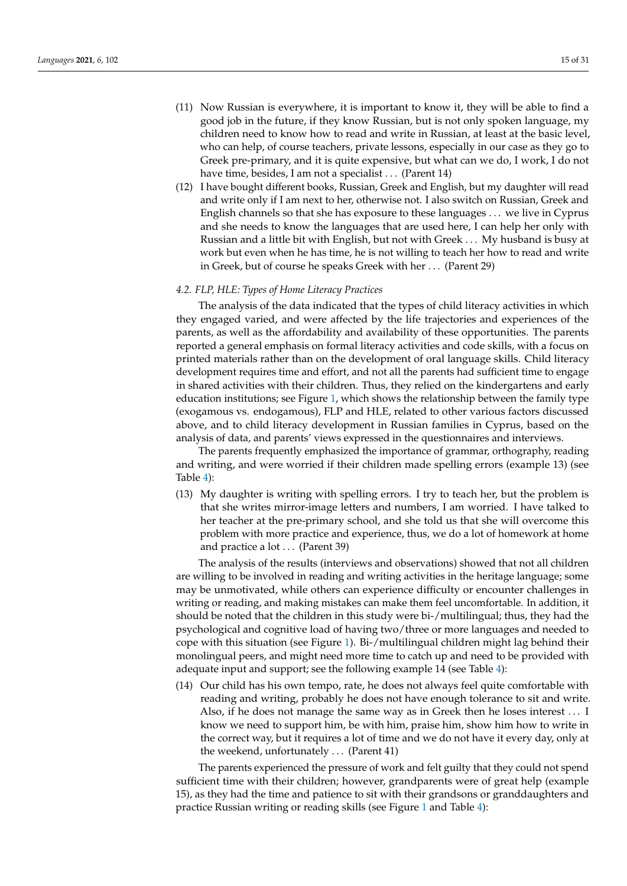(11) Now Russian is everywhere, it is important to know it, they will be able to find a good job in the future, if they know Russian, but is not only spoken language, my children need to know how to read and write in Russian, at least at the basic level, who can help, of course teachers, private lessons, especially in our case as they go to Greek pre-primary, and it is quite expensive, but what can we do, I work, I do not have time, besides, I am not a specialist . . . (Parent 14)

(12) I have bought different books, Russian, Greek and English, but my daughter will read and write only if I am next to her, otherwise not. I also switch on Russian, Greek and English channels so that she has exposure to these languages . . . we live in Cyprus and she needs to know the languages that are used here, I can help her only with Russian and a little bit with English, but not with Greek . . . My husband is busy at work but even when he has time, he is not willing to teach her how to read and write in Greek, but of course he speaks Greek with her . . . (Parent 29)

### *4.2. FLP, HLE: Types of Home Literacy Practices*

The analysis of the data indicated that the types of child literacy activities in which they engaged varied, and were affected by the life trajectories and experiences of the parents, as well as the affordability and availability of these opportunities. The parents reported a general emphasis on formal literacy activities and code skills, with a focus on printed materials rather than on the development of oral language skills. Child literacy development requires time and effort, and not all the parents had sufficient time to engage in shared activities with their children. Thus, they relied on the kindergartens and early education institutions; see Figure 1, which shows the relationship between the family type (exogamous vs. endogamous), FLP and HLE, related to other various factors discussed above, and to child literacy development in Russian families in Cyprus, based on the analysis of data, and parents' views expressed in the questionnaires and interviews.

The parents frequently emphasized the importance of grammar, orthography, reading and writing, and were worried if their children made spelling errors (example 13) (see Table 4):

(13) My daughter is writing with spelling errors. I try to teach her, but the problem is that she writes mirror-image letters and numbers, I am worried. I have talked to her teacher at the pre-primary school, and she told us that she will overcome this problem with more practice and experience, thus, we do a lot of homework at home and practice a lot . . . (Parent 39)

The analysis of the results (interviews and observations) showed that not all children are willing to be involved in reading and writing activities in the heritage language; some may be unmotivated, while others can experience difficulty or encounter challenges in writing or reading, and making mistakes can make them feel uncomfortable. In addition, it should be noted that the children in this study were bi-/multilingual; thus, they had the psychological and cognitive load of having two/three or more languages and needed to cope with this situation (see Figure 1). Bi-/multilingual children might lag behind their monolingual peers, and might need more time to catch up and need to be provided with adequate input and support; see the following example 14 (see Table 4):

(14) Our child has his own tempo, rate, he does not always feel quite comfortable with reading and writing, probably he does not have enough tolerance to sit and write. Also, if he does not manage the same way as in Greek then he loses interest . . . I know we need to support him, be with him, praise him, show him how to write in the correct way, but it requires a lot of time and we do not have it every day, only at the weekend, unfortunately . . . (Parent 41)

The parents experienced the pressure of work and felt guilty that they could not spend sufficient time with their children; however, grandparents were of great help (example 15), as they had the time and patience to sit with their grandsons or granddaughters and practice Russian writing or reading skills (see Figure 1 and Table 4):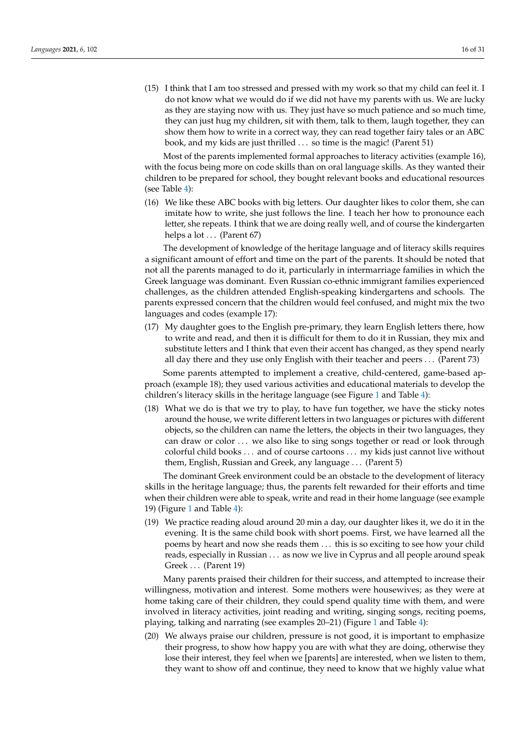(15) I think that I am too stressed and pressed with my work so that my child can feel it. I do not know what we would do if we did not have my parents with us. We are lucky as they are staying now with us. They just have so much patience and so much time, they can just hug my children, sit with them, talk to them, laugh together, they can show them how to write in a correct way, they can read together fairy tales or an ABC book, and my kids are just thrilled . . . so time is the magic! (Parent 51)

Most of the parents implemented formal approaches to literacy activities (example 16), with the focus being more on code skills than on oral language skills. As they wanted their children to be prepared for school, they bought relevant books and educational resources (see Table 4):

(16) We like these ABC books with big letters. Our daughter likes to color them, she can imitate how to write, she just follows the line. I teach her how to pronounce each letter, she repeats. I think that we are doing really well, and of course the kindergarten helps a lot . . . (Parent 67)

The development of knowledge of the heritage language and of literacy skills requires a significant amount of effort and time on the part of the parents. It should be noted that not all the parents managed to do it, particularly in intermarriage families in which the Greek language was dominant. Even Russian co-ethnic immigrant families experienced challenges, as the children attended English-speaking kindergartens and schools. The parents expressed concern that the children would feel confused, and might mix the two languages and codes (example 17):

(17) My daughter goes to the English pre-primary, they learn English letters there, how to write and read, and then it is difficult for them to do it in Russian, they mix and substitute letters and I think that even their accent has changed, as they spend nearly all day there and they use only English with their teacher and peers . . . (Parent 73)

Some parents attempted to implement a creative, child-centered, game-based approach (example 18); they used various activities and educational materials to develop the children's literacy skills in the heritage language (see Figure 1 and Table 4):

(18) What we do is that we try to play, to have fun together, we have the sticky notes around the house, we write different letters in two languages or pictures with different objects, so the children can name the letters, the objects in their two languages, they can draw or color . . . we also like to sing songs together or read or look through colorful child books . . . and of course cartoons . . . my kids just cannot live without them, English, Russian and Greek, any language . . . (Parent 5)

The dominant Greek environment could be an obstacle to the development of literacy skills in the heritage language; thus, the parents felt rewarded for their efforts and time when their children were able to speak, write and read in their home language (see example 19) (Figure 1 and Table 4):

(19) We practice reading aloud around 20 min a day, our daughter likes it, we do it in the evening. It is the same child book with short poems. First, we have learned all the poems by heart and now she reads them . . . this is so exciting to see how your child reads, especially in Russian . . . as now we live in Cyprus and all people around speak Greek . . . (Parent 19)

Many parents praised their children for their success, and attempted to increase their willingness, motivation and interest. Some mothers were housewives; as they were at home taking care of their children, they could spend quality time with them, and were involved in literacy activities, joint reading and writing, singing songs, reciting poems, playing, talking and narrating (see examples 20–21) (Figure 1 and Table 4):

(20) We always praise our children, pressure is not good, it is important to emphasize their progress, to show how happy you are with what they are doing, otherwise they lose their interest, they feel when we [parents] are interested, when we listen to them, they want to show off and continue, they need to know that we highly value what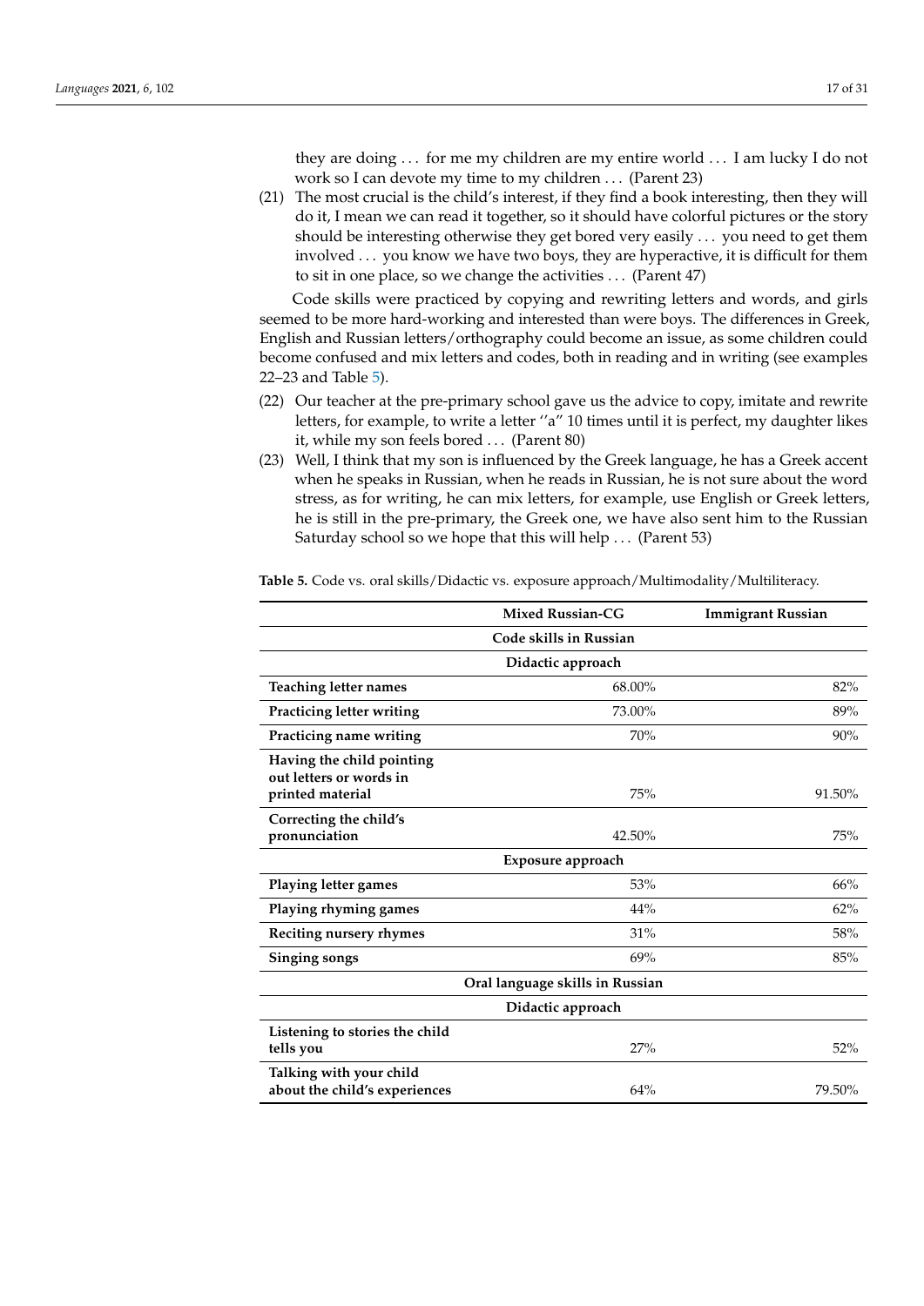they are doing ... for me my children are my entire world ... I am lucky I do not work so I can devote my time to my children ... (Parent 23)

(21) The most crucial is the child's interest, if they find a book interesting, then they will do it, I mean we can read it together, so it should have colorful pictures or the story should be interesting otherwise they get bored very easily ... you need to get them involved ... you know we have two boys, they are hyperactive, it is difficult for them to sit in one place, so we change the activities ... (Parent 47)

Code skills were practiced by copying and rewriting letters and words, and girls seemed to be more hard-working and interested than were boys. The differences in Greek, English and Russian letters/orthography could become an issue, as some children could become confused and mix letters and codes, both in reading and in writing (see examples 22–23 and Table 5).

(22) Our teacher at the pre-primary school gave us the advice to copy, imitate and rewrite letters, for example, to write a letter ''a" 10 times until it is perfect, my daughter likes it, while my son feels bored ... (Parent 80)

(23) Well, I think that my son is influenced by the Greek language, he has a Greek accent when he speaks in Russian, when he reads in Russian, he is not sure about the word stress, as for writing, he can mix letters, for example, use English or Greek letters, he is still in the pre-primary, the Greek one, we have also sent him to the Russian Saturday school so we hope that this will help ... (Parent 53)

**Table 5.** Code vs. oral skills/Didactic vs. exposure approach/Multimodality/Multiliteracy.

| | Mixed Russian-CG | Immigrant Russian |
|---|---|---|
| | **Code skills in Russian** | |
| | **Didactic approach** | |
| **Teaching letter names** | 68.00% | 82% |
| **Practicing letter writing** | 73.00% | 89% |
| **Practicing name writing** | 70% | 90% |
| **Having the child pointing out letters or words in printed material** | 75% | 91.50% |
| **Correcting the child's pronunciation** | 42.50% | 75% |
| | **Exposure approach** | |
| **Playing letter games** | 53% | 66% |
| **Playing rhyming games** | 44% | 62% |
| **Reciting nursery rhymes** | 31% | 58% |
| **Singing songs** | 69% | 85% |
| | **Oral language skills in Russian** | |
| | **Didactic approach** | |
| **Listening to stories the child tells you** | 27% | 52% |
| **Talking with your child about the child's experiences** | 64% | 79.50% |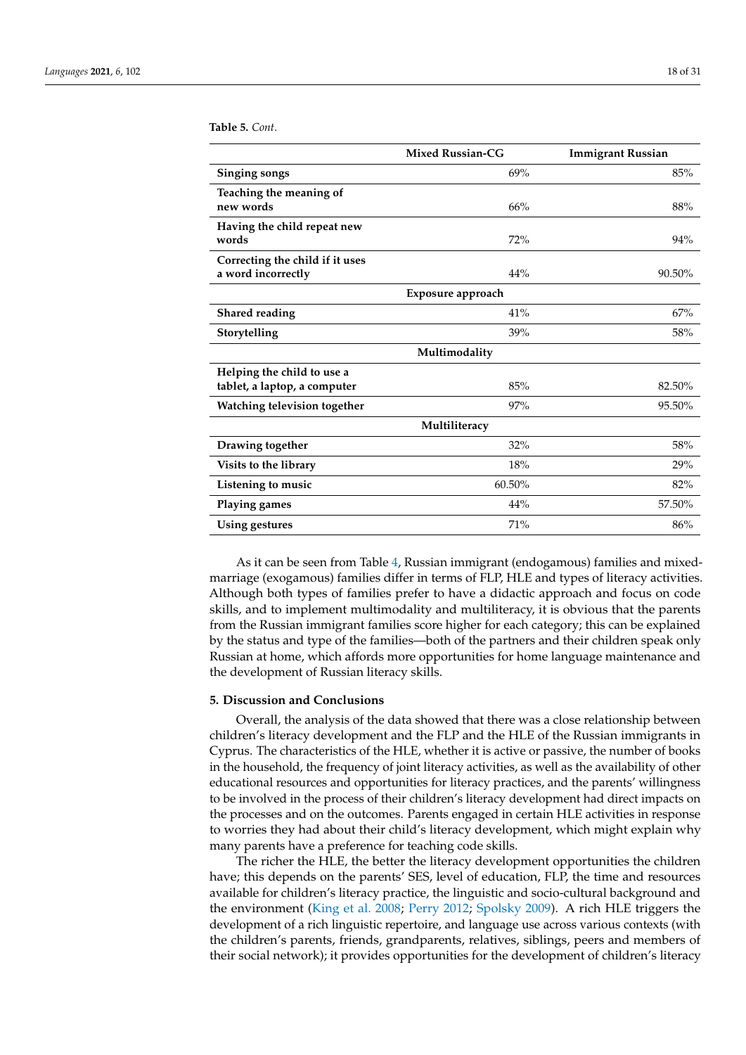**Table 5.** *Cont.*

| | Mixed Russian-CG | Immigrant Russian |
|---|---|---|
| **Singing songs** | 69% | 85% |
| **Teaching the meaning of new words** | 66% | 88% |
| **Having the child repeat new words** | 72% | 94% |
| **Correcting the child if it uses a word incorrectly** | 44% | 90.50% |
| | **Exposure approach** | |
| **Shared reading** | 41% | 67% |
| **Storytelling** | 39% | 58% |
| | **Multimodality** | |
| **Helping the child to use a tablet, a laptop, a computer** | 85% | 82.50% |
| **Watching television together** | 97% | 95.50% |
| | **Multiliteracy** | |
| **Drawing together** | 32% | 58% |
| **Visits to the library** | 18% | 29% |
| **Listening to music** | 60.50% | 82% |
| **Playing games** | 44% | 57.50% |
| **Using gestures** | 71% | 86% |

As it can be seen from Table 4, Russian immigrant (endogamous) families and mixed-marriage (exogamous) families differ in terms of FLP, HLE and types of literacy activities. Although both types of families prefer to have a didactic approach and focus on code skills, and to implement multimodality and multiliteracy, it is obvious that the parents from the Russian immigrant families score higher for each category; this can be explained by the status and type of the families—both of the partners and their children speak only Russian at home, which affords more opportunities for home language maintenance and the development of Russian literacy skills.

## 5. Discussion and Conclusions

Overall, the analysis of the data showed that there was a close relationship between children's literacy development and the FLP and the HLE of the Russian immigrants in Cyprus. The characteristics of the HLE, whether it is active or passive, the number of books in the household, the frequency of joint literacy activities, as well as the availability of other educational resources and opportunities for literacy practices, and the parents' willingness to be involved in the process of their children's literacy development had direct impacts on the processes and on the outcomes. Parents engaged in certain HLE activities in response to worries they had about their child's literacy development, which might explain why many parents have a preference for teaching code skills.

The richer the HLE, the better the literacy development opportunities the children have; this depends on the parents' SES, level of education, FLP, the time and resources available for children's literacy practice, the linguistic and socio-cultural background and the environment (King et al. 2008; Perry 2012; Spolsky 2009). A rich HLE triggers the development of a rich linguistic repertoire, and language use across various contexts (with the children's parents, friends, grandparents, relatives, siblings, peers and members of their social network); it provides opportunities for the development of children's literacy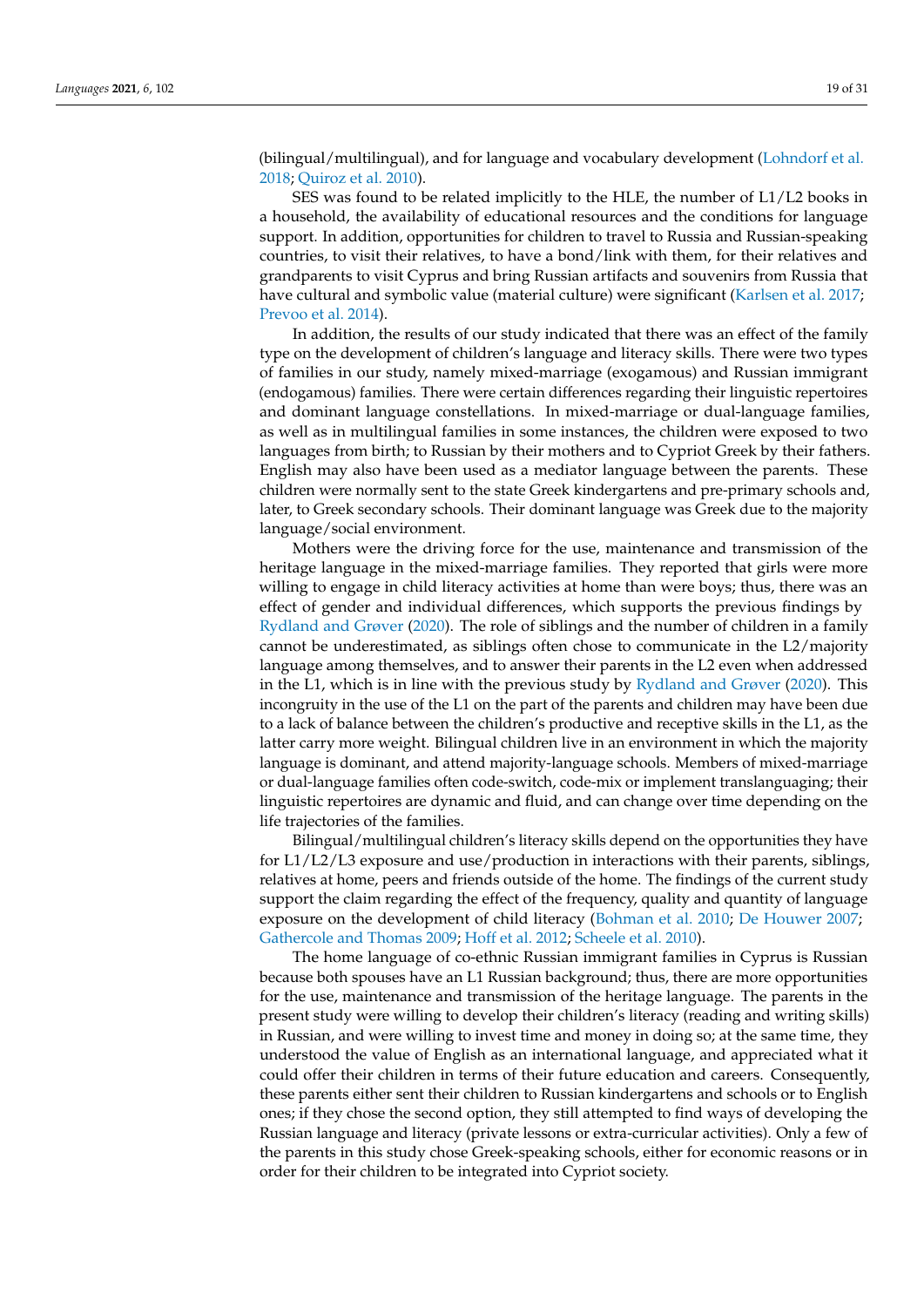(bilingual/multilingual), and for language and vocabulary development (Lohndorf et al. 2018; Quiroz et al. 2010).

SES was found to be related implicitly to the HLE, the number of L1/L2 books in a household, the availability of educational resources and the conditions for language support. In addition, opportunities for children to travel to Russia and Russian-speaking countries, to visit their relatives, to have a bond/link with them, for their relatives and grandparents to visit Cyprus and bring Russian artifacts and souvenirs from Russia that have cultural and symbolic value (material culture) were significant (Karlsen et al. 2017; Prevoo et al. 2014).

In addition, the results of our study indicated that there was an effect of the family type on the development of children's language and literacy skills. There were two types of families in our study, namely mixed-marriage (exogamous) and Russian immigrant (endogamous) families. There were certain differences regarding their linguistic repertoires and dominant language constellations. In mixed-marriage or dual-language families, as well as in multilingual families in some instances, the children were exposed to two languages from birth; to Russian by their mothers and to Cypriot Greek by their fathers. English may also have been used as a mediator language between the parents. These children were normally sent to the state Greek kindergartens and pre-primary schools and, later, to Greek secondary schools. Their dominant language was Greek due to the majority language/social environment.

Mothers were the driving force for the use, maintenance and transmission of the heritage language in the mixed-marriage families. They reported that girls were more willing to engage in child literacy activities at home than were boys; thus, there was an effect of gender and individual differences, which supports the previous findings by Rydland and Grøver (2020). The role of siblings and the number of children in a family cannot be underestimated, as siblings often chose to communicate in the L2/majority language among themselves, and to answer their parents in the L2 even when addressed in the L1, which is in line with the previous study by Rydland and Grøver (2020). This incongruity in the use of the L1 on the part of the parents and children may have been due to a lack of balance between the children's productive and receptive skills in the L1, as the latter carry more weight. Bilingual children live in an environment in which the majority language is dominant, and attend majority-language schools. Members of mixed-marriage or dual-language families often code-switch, code-mix or implement translanguaging; their linguistic repertoires are dynamic and fluid, and can change over time depending on the life trajectories of the families.

Bilingual/multilingual children's literacy skills depend on the opportunities they have for L1/L2/L3 exposure and use/production in interactions with their parents, siblings, relatives at home, peers and friends outside of the home. The findings of the current study support the claim regarding the effect of the frequency, quality and quantity of language exposure on the development of child literacy (Bohman et al. 2010; De Houwer 2007; Gathercole and Thomas 2009; Hoff et al. 2012; Scheele et al. 2010).

The home language of co-ethnic Russian immigrant families in Cyprus is Russian because both spouses have an L1 Russian background; thus, there are more opportunities for the use, maintenance and transmission of the heritage language. The parents in the present study were willing to develop their children's literacy (reading and writing skills) in Russian, and were willing to invest time and money in doing so; at the same time, they understood the value of English as an international language, and appreciated what it could offer their children in terms of their future education and careers. Consequently, these parents either sent their children to Russian kindergartens and schools or to English ones; if they chose the second option, they still attempted to find ways of developing the Russian language and literacy (private lessons or extra-curricular activities). Only a few of the parents in this study chose Greek-speaking schools, either for economic reasons or in order for their children to be integrated into Cypriot society.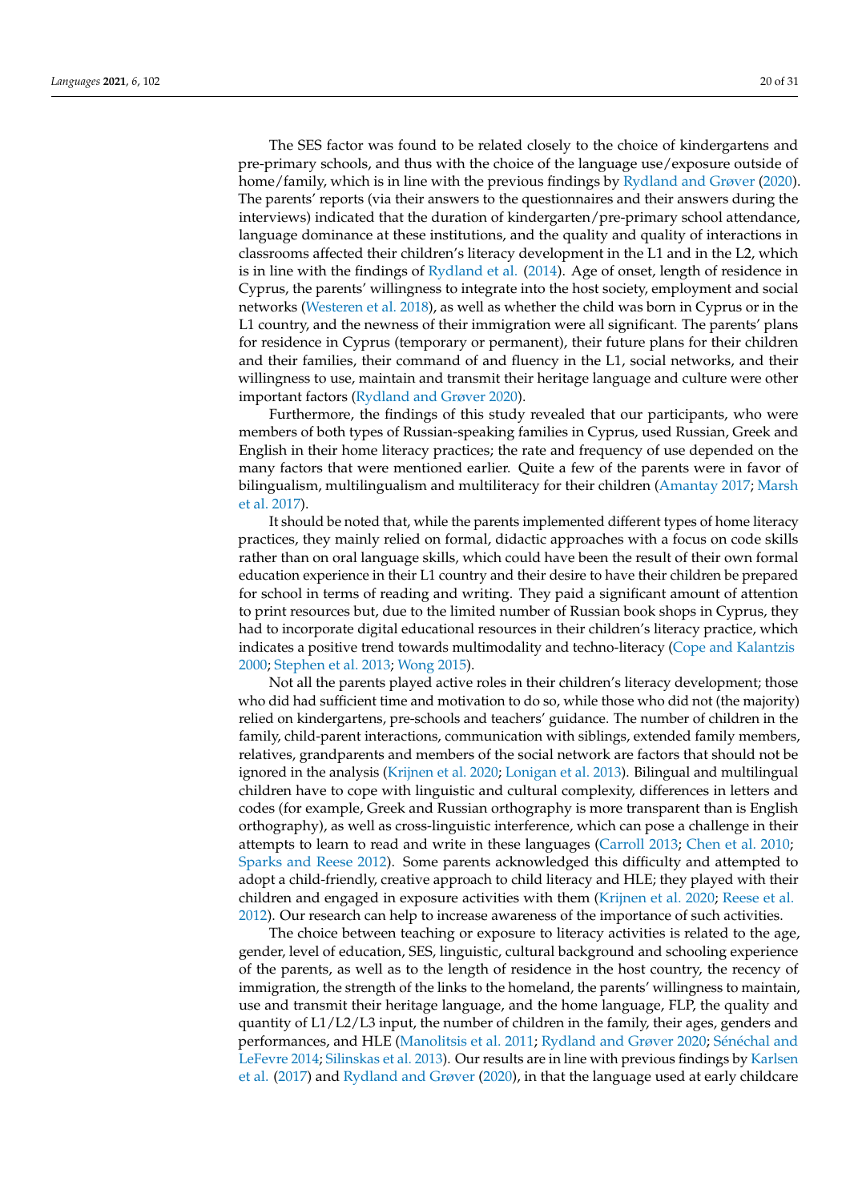The SES factor was found to be related closely to the choice of kindergartens and pre-primary schools, and thus with the choice of the language use/exposure outside of home/family, which is in line with the previous findings by Rydland and Grøver (2020). The parents' reports (via their answers to the questionnaires and their answers during the interviews) indicated that the duration of kindergarten/pre-primary school attendance, language dominance at these institutions, and the quality and quality of interactions in classrooms affected their children's literacy development in the L1 and in the L2, which is in line with the findings of Rydland et al. (2014). Age of onset, length of residence in Cyprus, the parents' willingness to integrate into the host society, employment and social networks (Westeren et al. 2018), as well as whether the child was born in Cyprus or in the L1 country, and the newness of their immigration were all significant. The parents' plans for residence in Cyprus (temporary or permanent), their future plans for their children and their families, their command of and fluency in the L1, social networks, and their willingness to use, maintain and transmit their heritage language and culture were other important factors (Rydland and Grøver 2020).

Furthermore, the findings of this study revealed that our participants, who were members of both types of Russian-speaking families in Cyprus, used Russian, Greek and English in their home literacy practices; the rate and frequency of use depended on the many factors that were mentioned earlier. Quite a few of the parents were in favor of bilingualism, multilingualism and multiliteracy for their children (Amantay 2017; Marsh et al. 2017).

It should be noted that, while the parents implemented different types of home literacy practices, they mainly relied on formal, didactic approaches with a focus on code skills rather than on oral language skills, which could have been the result of their own formal education experience in their L1 country and their desire to have their children be prepared for school in terms of reading and writing. They paid a significant amount of attention to print resources but, due to the limited number of Russian book shops in Cyprus, they had to incorporate digital educational resources in their children's literacy practice, which indicates a positive trend towards multimodality and techno-literacy (Cope and Kalantzis 2000; Stephen et al. 2013; Wong 2015).

Not all the parents played active roles in their children's literacy development; those who did had sufficient time and motivation to do so, while those who did not (the majority) relied on kindergartens, pre-schools and teachers' guidance. The number of children in the family, child-parent interactions, communication with siblings, extended family members, relatives, grandparents and members of the social network are factors that should not be ignored in the analysis (Krijnen et al. 2020; Lonigan et al. 2013). Bilingual and multilingual children have to cope with linguistic and cultural complexity, differences in letters and codes (for example, Greek and Russian orthography is more transparent than is English orthography), as well as cross-linguistic interference, which can pose a challenge in their attempts to learn to read and write in these languages (Carroll 2013; Chen et al. 2010; Sparks and Reese 2012). Some parents acknowledged this difficulty and attempted to adopt a child-friendly, creative approach to child literacy and HLE; they played with their children and engaged in exposure activities with them (Krijnen et al. 2020; Reese et al. 2012). Our research can help to increase awareness of the importance of such activities.

The choice between teaching or exposure to literacy activities is related to the age, gender, level of education, SES, linguistic, cultural background and schooling experience of the parents, as well as to the length of residence in the host country, the recency of immigration, the strength of the links to the homeland, the parents' willingness to maintain, use and transmit their heritage language, and the home language, FLP, the quality and quantity of L1/L2/L3 input, the number of children in the family, their ages, genders and performances, and HLE (Manolitsis et al. 2011; Rydland and Grøver 2020; Sénéchal and LeFevre 2014; Silinskas et al. 2013). Our results are in line with previous findings by Karlsen et al. (2017) and Rydland and Grøver (2020), in that the language used at early childcare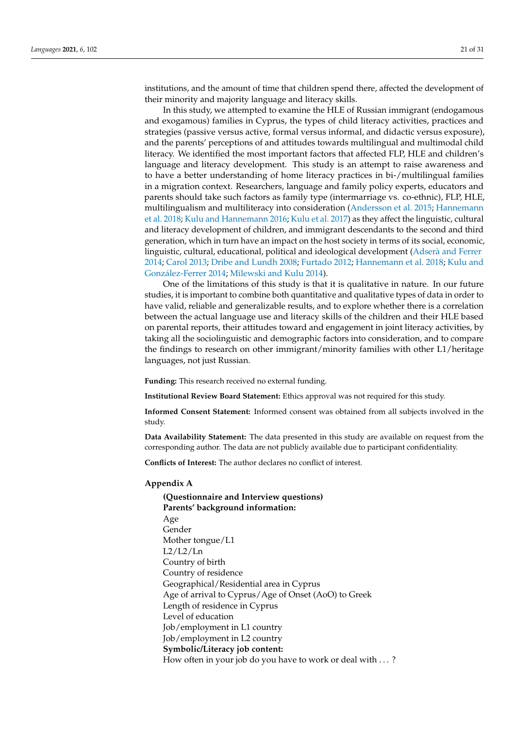institutions, and the amount of time that children spend there, affected the development of their minority and majority language and literacy skills.

In this study, we attempted to examine the HLE of Russian immigrant (endogamous and exogamous) families in Cyprus, the types of child literacy activities, practices and strategies (passive versus active, formal versus informal, and didactic versus exposure), and the parents' perceptions of and attitudes towards multilingual and multimodal child literacy. We identified the most important factors that affected FLP, HLE and children's language and literacy development. This study is an attempt to raise awareness and to have a better understanding of home literacy practices in bi-/multilingual families in a migration context. Researchers, language and family policy experts, educators and parents should take such factors as family type (intermarriage vs. co-ethnic), FLP, HLE, multilingualism and multiliteracy into consideration (Andersson et al. 2015; Hannemann et al. 2018; Kulu and Hannemann 2016; Kulu et al. 2017) as they affect the linguistic, cultural and literacy development of children, and immigrant descendants to the second and third generation, which in turn have an impact on the host society in terms of its social, economic, linguistic, cultural, educational, political and ideological development (Adserà and Ferrer 2014; Carol 2013; Dribe and Lundh 2008; Furtado 2012; Hannemann et al. 2018; Kulu and González-Ferrer 2014; Milewski and Kulu 2014).

One of the limitations of this study is that it is qualitative in nature. In our future studies, it is important to combine both quantitative and qualitative types of data in order to have valid, reliable and generalizable results, and to explore whether there is a correlation between the actual language use and literacy skills of the children and their HLE based on parental reports, their attitudes toward and engagement in joint literacy activities, by taking all the sociolinguistic and demographic factors into consideration, and to compare the findings to research on other immigrant/minority families with other L1/heritage languages, not just Russian.

**Funding:** This research received no external funding.

**Institutional Review Board Statement:** Ethics approval was not required for this study.

**Informed Consent Statement:** Informed consent was obtained from all subjects involved in the study.

**Data Availability Statement:** The data presented in this study are available on request from the corresponding author. The data are not publicly available due to participant confidentiality.

**Conflicts of Interest:** The author declares no conflict of interest.

## Appendix A

**(Questionnaire and Interview questions)**
**Parents' background information:**
Age
Gender
Mother tongue/L1
L2/L2/Ln
Country of birth
Country of residence
Geographical/Residential area in Cyprus
Age of arrival to Cyprus/Age of Onset (AoO) to Greek
Length of residence in Cyprus
Level of education
Job/employment in L1 country
Job/employment in L2 country
**Symbolic/Literacy job content:**
How often in your job do you have to work or deal with . . . ?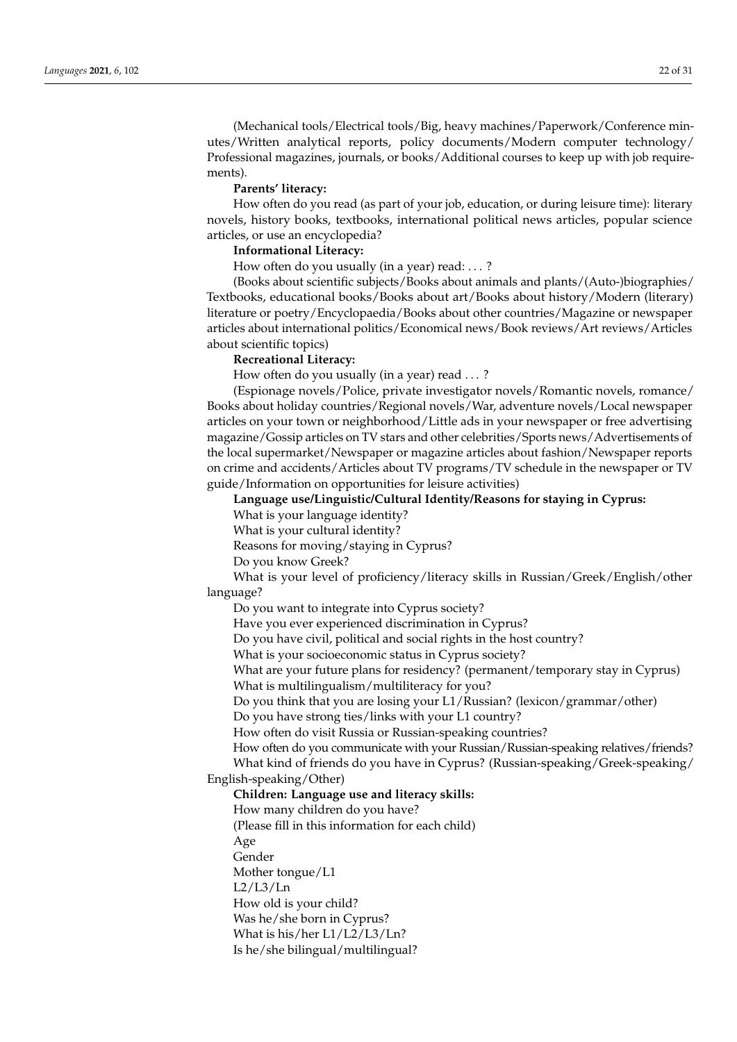(Mechanical tools/Electrical tools/Big, heavy machines/Paperwork/Conference minutes/Written analytical reports, policy documents/Modern computer technology/Professional magazines, journals, or books/Additional courses to keep up with job requirements).

**Parents' literacy:**

How often do you read (as part of your job, education, or during leisure time): literary novels, history books, textbooks, international political news articles, popular science articles, or use an encyclopedia?

**Informational Literacy:**

How often do you usually (in a year) read: . . . ?

(Books about scientific subjects/Books about animals and plants/(Auto-)biographies/Textbooks, educational books/Books about art/Books about history/Modern (literary) literature or poetry/Encyclopaedia/Books about other countries/Magazine or newspaper articles about international politics/Economical news/Book reviews/Art reviews/Articles about scientific topics)

**Recreational Literacy:**

How often do you usually (in a year) read . . . ?

(Espionage novels/Police, private investigator novels/Romantic novels, romance/Books about holiday countries/Regional novels/War, adventure novels/Local newspaper articles on your town or neighborhood/Little ads in your newspaper or free advertising magazine/Gossip articles on TV stars and other celebrities/Sports news/Advertisements of the local supermarket/Newspaper or magazine articles about fashion/Newspaper reports on crime and accidents/Articles about TV programs/TV schedule in the newspaper or TV guide/Information on opportunities for leisure activities)

**Language use/Linguistic/Cultural Identity/Reasons for staying in Cyprus:**

What is your language identity?

What is your cultural identity?

Reasons for moving/staying in Cyprus?

Do you know Greek?

What is your level of proficiency/literacy skills in Russian/Greek/English/other language?

Do you want to integrate into Cyprus society?

Have you ever experienced discrimination in Cyprus?

Do you have civil, political and social rights in the host country?

What is your socioeconomic status in Cyprus society?

What are your future plans for residency? (permanent/temporary stay in Cyprus)

What is multilingualism/multiliteracy for you?

Do you think that you are losing your L1/Russian? (lexicon/grammar/other)

Do you have strong ties/links with your L1 country?

How often do visit Russia or Russian-speaking countries?

How often do you communicate with your Russian/Russian-speaking relatives/friends?

What kind of friends do you have in Cyprus? (Russian-speaking/Greek-speaking/English-speaking/Other)

**Children: Language use and literacy skills:**

How many children do you have?

(Please fill in this information for each child)

Age

Gender

Mother tongue/L1

L2/L3/Ln

How old is your child?

Was he/she born in Cyprus?

What is his/her L1/L2/L3/Ln?

Is he/she bilingual/multilingual?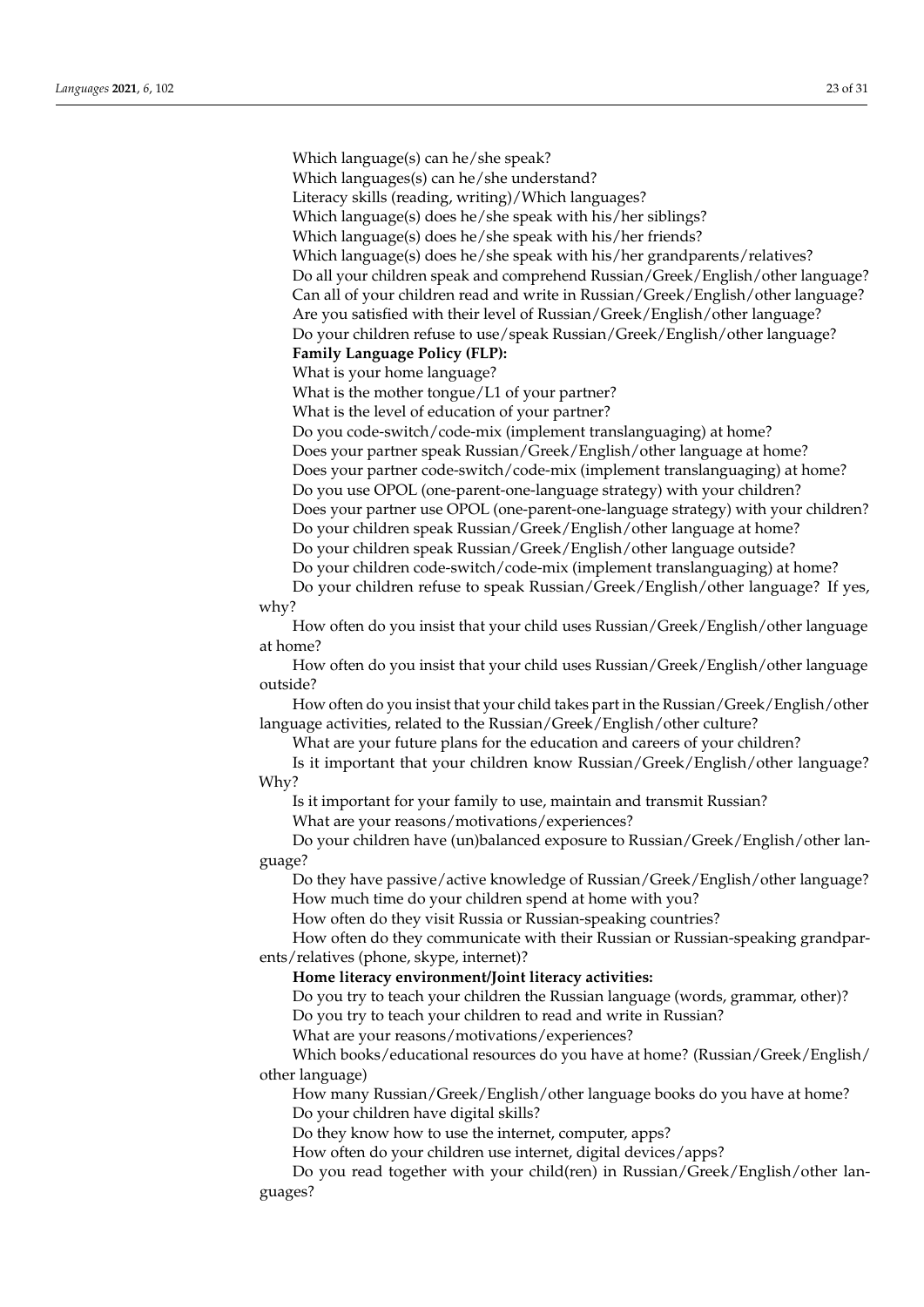Which language(s) can he/she speak?

Which languages(s) can he/she understand?

Literacy skills (reading, writing)/Which languages?

Which language(s) does he/she speak with his/her siblings?

Which language(s) does he/she speak with his/her friends?

Which language(s) does he/she speak with his/her grandparents/relatives?

Do all your children speak and comprehend Russian/Greek/English/other language?

Can all of your children read and write in Russian/Greek/English/other language?

Are you satisfied with their level of Russian/Greek/English/other language?

Do your children refuse to use/speak Russian/Greek/English/other language?

**Family Language Policy (FLP):**

What is your home language?

What is the mother tongue/L1 of your partner?

What is the level of education of your partner?

Do you code-switch/code-mix (implement translanguaging) at home?

Does your partner speak Russian/Greek/English/other language at home?

Does your partner code-switch/code-mix (implement translanguaging) at home?

Do you use OPOL (one-parent-one-language strategy) with your children?

Does your partner use OPOL (one-parent-one-language strategy) with your children?

Do your children speak Russian/Greek/English/other language at home?

Do your children speak Russian/Greek/English/other language outside?

Do your children code-switch/code-mix (implement translanguaging) at home?

Do your children refuse to speak Russian/Greek/English/other language? If yes, why?

How often do you insist that your child uses Russian/Greek/English/other language at home?

How often do you insist that your child uses Russian/Greek/English/other language outside?

How often do you insist that your child takes part in the Russian/Greek/English/other language activities, related to the Russian/Greek/English/other culture?

What are your future plans for the education and careers of your children?

Is it important that your children know Russian/Greek/English/other language? Why?

Is it important for your family to use, maintain and transmit Russian?

What are your reasons/motivations/experiences?

Do your children have (un)balanced exposure to Russian/Greek/English/other language?

Do they have passive/active knowledge of Russian/Greek/English/other language?

How much time do your children spend at home with you?

How often do they visit Russia or Russian-speaking countries?

How often do they communicate with their Russian or Russian-speaking grandparents/relatives (phone, skype, internet)?

**Home literacy environment/Joint literacy activities:**

Do you try to teach your children the Russian language (words, grammar, other)?

Do you try to teach your children to read and write in Russian?

What are your reasons/motivations/experiences?

Which books/educational resources do you have at home? (Russian/Greek/English/other language)

How many Russian/Greek/English/other language books do you have at home?

Do your children have digital skills?

Do they know how to use the internet, computer, apps?

How often do your children use internet, digital devices/apps?

Do you read together with your child(ren) in Russian/Greek/English/other languages?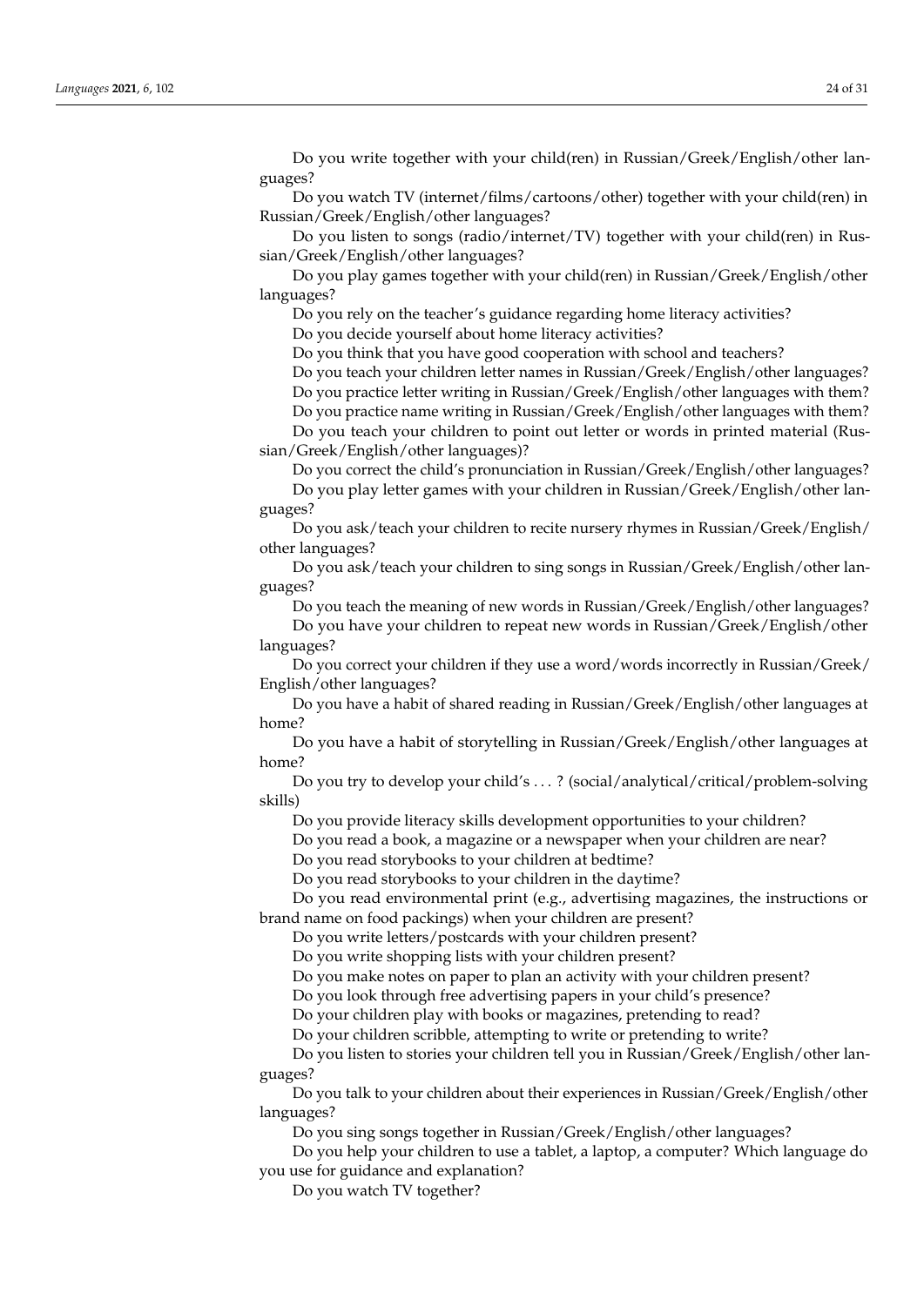Do you write together with your child(ren) in Russian/Greek/English/other languages?

Do you watch TV (internet/films/cartoons/other) together with your child(ren) in Russian/Greek/English/other languages?

Do you listen to songs (radio/internet/TV) together with your child(ren) in Russian/Greek/English/other languages?

Do you play games together with your child(ren) in Russian/Greek/English/other languages?

Do you rely on the teacher's guidance regarding home literacy activities?

Do you decide yourself about home literacy activities?

Do you think that you have good cooperation with school and teachers?

Do you teach your children letter names in Russian/Greek/English/other languages?

Do you practice letter writing in Russian/Greek/English/other languages with them?

Do you practice name writing in Russian/Greek/English/other languages with them?

Do you teach your children to point out letter or words in printed material (Russian/Greek/English/other languages)?

Do you correct the child's pronunciation in Russian/Greek/English/other languages?

Do you play letter games with your children in Russian/Greek/English/other languages?

Do you ask/teach your children to recite nursery rhymes in Russian/Greek/English/other languages?

Do you ask/teach your children to sing songs in Russian/Greek/English/other languages?

Do you teach the meaning of new words in Russian/Greek/English/other languages?

Do you have your children to repeat new words in Russian/Greek/English/other languages?

Do you correct your children if they use a word/words incorrectly in Russian/Greek/English/other languages?

Do you have a habit of shared reading in Russian/Greek/English/other languages at home?

Do you have a habit of storytelling in Russian/Greek/English/other languages at home?

Do you try to develop your child's . . . ? (social/analytical/critical/problem-solving skills)

Do you provide literacy skills development opportunities to your children?

Do you read a book, a magazine or a newspaper when your children are near?

Do you read storybooks to your children at bedtime?

Do you read storybooks to your children in the daytime?

Do you read environmental print (e.g., advertising magazines, the instructions or brand name on food packings) when your children are present?

Do you write letters/postcards with your children present?

Do you write shopping lists with your children present?

Do you make notes on paper to plan an activity with your children present?

Do you look through free advertising papers in your child's presence?

Do your children play with books or magazines, pretending to read?

Do your children scribble, attempting to write or pretending to write?

Do you listen to stories your children tell you in Russian/Greek/English/other languages?

Do you talk to your children about their experiences in Russian/Greek/English/other languages?

Do you sing songs together in Russian/Greek/English/other languages?

Do you help your children to use a tablet, a laptop, a computer? Which language do you use for guidance and explanation?

Do you watch TV together?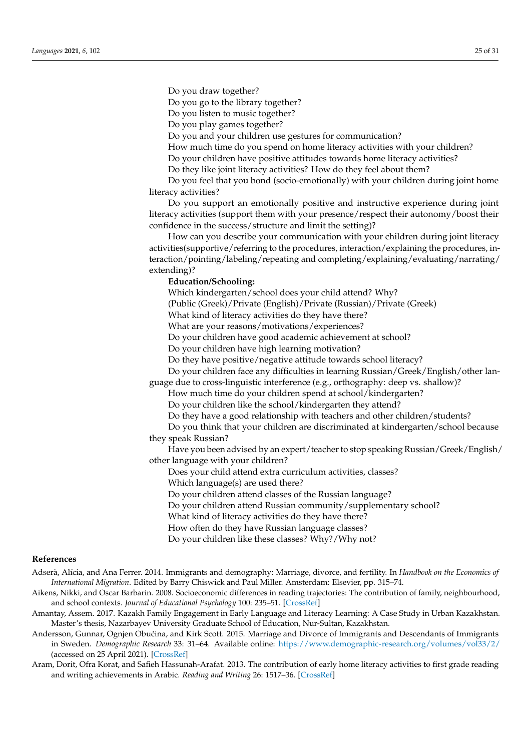Do you draw together?

Do you go to the library together?

Do you listen to music together?

Do you play games together?

Do you and your children use gestures for communication?

How much time do you spend on home literacy activities with your children?

Do your children have positive attitudes towards home literacy activities?

Do they like joint literacy activities? How do they feel about them?

Do you feel that you bond (socio-emotionally) with your children during joint home literacy activities?

Do you support an emotionally positive and instructive experience during joint literacy activities (support them with your presence/respect their autonomy/boost their confidence in the success/structure and limit the setting)?

How can you describe your communication with your children during joint literacy activities(supportive/referring to the procedures, interaction/explaining the procedures, interaction/pointing/labeling/repeating and completing/explaining/evaluating/narrating/extending)?

**Education/Schooling:**

Which kindergarten/school does your child attend? Why?

(Public (Greek)/Private (English)/Private (Russian)/Private (Greek)

What kind of literacy activities do they have there?

What are your reasons/motivations/experiences?

Do your children have good academic achievement at school?

Do your children have high learning motivation?

Do they have positive/negative attitude towards school literacy?

Do your children face any difficulties in learning Russian/Greek/English/other language due to cross-linguistic interference (e.g., orthography: deep vs. shallow)?

How much time do your children spend at school/kindergarten?

Do your children like the school/kindergarten they attend?

Do they have a good relationship with teachers and other children/students?

Do you think that your children are discriminated at kindergarten/school because they speak Russian?

Have you been advised by an expert/teacher to stop speaking Russian/Greek/English/other language with your children?

Does your child attend extra curriculum activities, classes?

Which language(s) are used there?

Do your children attend classes of the Russian language?

Do your children attend Russian community/supplementary school?

What kind of literacy activities do they have there?

How often do they have Russian language classes?

Do your children like these classes? Why?/Why not?

## References

Adserà, Alícia, and Ana Ferrer. 2014. Immigrants and demography: Marriage, divorce, and fertility. In *Handbook on the Economics of International Migration*. Edited by Barry Chiswick and Paul Miller. Amsterdam: Elsevier, pp. 315–74.

Aikens, Nikki, and Oscar Barbarin. 2008. Socioeconomic differences in reading trajectories: The contribution of family, neighbourhood, and school contexts. *Journal of Educational Psychology* 100: 235–51. [CrossRef]

Amantay, Assem. 2017. Kazakh Family Engagement in Early Language and Literacy Learning: A Case Study in Urban Kazakhstan. Master's thesis, Nazarbayev University Graduate School of Education, Nur-Sultan, Kazakhstan.

Andersson, Gunnar, Ognjen Obućina, and Kirk Scott. 2015. Marriage and Divorce of Immigrants and Descendants of Immigrants in Sweden. *Demographic Research* 33: 31–64. Available online: https://www.demographic-research.org/volumes/vol33/2/ (accessed on 25 April 2021). [CrossRef]

Aram, Dorit, Ofra Korat, and Safieh Hassunah-Arafat. 2013. The contribution of early home literacy activities to first grade reading and writing achievements in Arabic. *Reading and Writing* 26: 1517–36. [CrossRef]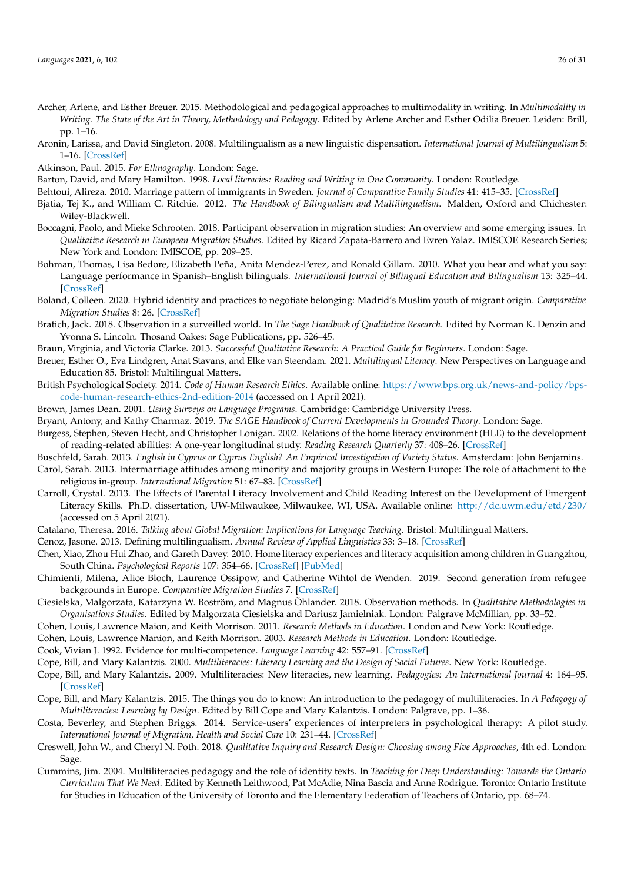Archer, Arlene, and Esther Breuer. 2015. Methodological and pedagogical approaches to multimodality in writing. In *Multimodality in Writing. The State of the Art in Theory, Methodology and Pedagogy*. Edited by Arlene Archer and Esther Odilia Breuer. Leiden: Brill, pp. 1–16.

Aronin, Larissa, and David Singleton. 2008. Multilingualism as a new linguistic dispensation. *International Journal of Multilingualism* 5: 1–16. [CrossRef]

Atkinson, Paul. 2015. *For Ethnography*. London: Sage.

Barton, David, and Mary Hamilton. 1998. *Local literacies: Reading and Writing in One Community*. London: Routledge.

Behtoui, Alireza. 2010. Marriage pattern of immigrants in Sweden. *Journal of Comparative Family Studies* 41: 415–35. [CrossRef]

Bjatia, Tej K., and William C. Ritchie. 2012. *The Handbook of Bilingualism and Multilingualism*. Malden, Oxford and Chichester: Wiley-Blackwell.

Boccagni, Paolo, and Mieke Schrooten. 2018. Participant observation in migration studies: An overview and some emerging issues. In *Qualitative Research in European Migration Studies*. Edited by Ricard Zapata-Barrero and Evren Yalaz. IMISCOE Research Series; New York and London: IMISCOE, pp. 209–25.

Bohman, Thomas, Lisa Bedore, Elizabeth Peña, Anita Mendez-Perez, and Ronald Gillam. 2010. What you hear and what you say: Language performance in Spanish–English bilinguals. *International Journal of Bilingual Education and Bilingualism* 13: 325–44. [CrossRef]

Boland, Colleen. 2020. Hybrid identity and practices to negotiate belonging: Madrid's Muslim youth of migrant origin. *Comparative Migration Studies* 8: 26. [CrossRef]

Bratich, Jack. 2018. Observation in a surveilled world. In *The Sage Handbook of Qualitative Research*. Edited by Norman K. Denzin and Yvonna S. Lincoln. Thosand Oakes: Sage Publications, pp. 526–45.

Braun, Virginia, and Victoria Clarke. 2013. *Successful Qualitative Research: A Practical Guide for Beginners*. London: Sage.

Breuer, Esther O., Eva Lindgren, Anat Stavans, and Elke van Steendam. 2021. *Multilingual Literacy*. New Perspectives on Language and Education 85. Bristol: Multilingual Matters.

British Psychological Society. 2014. *Code of Human Research Ethics*. Available online: https://www.bps.org.uk/news-and-policy/bps-code-human-research-ethics-2nd-edition-2014 (accessed on 1 April 2021).

Brown, James Dean. 2001. *Using Surveys on Language Programs*. Cambridge: Cambridge University Press.

Bryant, Antony, and Kathy Charmaz. 2019. *The SAGE Handbook of Current Developments in Grounded Theory*. London: Sage.

Burgess, Stephen, Steven Hecht, and Christopher Lonigan. 2002. Relations of the home literacy environment (HLE) to the development of reading-related abilities: A one-year longitudinal study. *Reading Research Quarterly* 37: 408–26. [CrossRef]

Buschfeld, Sarah. 2013. *English in Cyprus or Cyprus English? An Empirical Investigation of Variety Status*. Amsterdam: John Benjamins.

Carol, Sarah. 2013. Intermarriage attitudes among minority and majority groups in Western Europe: The role of attachment to the religious in-group. *International Migration* 51: 67–83. [CrossRef]

Carroll, Crystal. 2013. The Effects of Parental Literacy Involvement and Child Reading Interest on the Development of Emergent Literacy Skills. Ph.D. dissertation, UW-Milwaukee, Milwaukee, WI, USA. Available online: http://dc.uwm.edu/etd/230/ (accessed on 5 April 2021).

Catalano, Theresa. 2016. *Talking about Global Migration: Implications for Language Teaching*. Bristol: Multilingual Matters.

Cenoz, Jasone. 2013. Defining multilingualism. *Annual Review of Applied Linguistics* 33: 3–18. [CrossRef]

Chen, Xiao, Zhou Hui Zhao, and Gareth Davey. 2010. Home literacy experiences and literacy acquisition among children in Guangzhou, South China. *Psychological Reports* 107: 354–66. [CrossRef] [PubMed]

Chimienti, Milena, Alice Bloch, Laurence Ossipow, and Catherine Wihtol de Wenden. 2019. Second generation from refugee backgrounds in Europe. *Comparative Migration Studies* 7. [CrossRef]

Ciesielska, Malgorzata, Katarzyna W. Boström, and Magnus Öhlander. 2018. Observation methods. In *Qualitative Methodologies in Organisations Studies*. Edited by Malgorzata Ciesielska and Dariusz Jamielniak. London: Palgrave McMillian, pp. 33–52.

Cohen, Louis, Lawrence Maion, and Keith Morrison. 2011. *Research Methods in Education*. London and New York: Routledge.

Cohen, Louis, Lawrence Manion, and Keith Morrison. 2003. *Research Methods in Education*. London: Routledge.

Cook, Vivian J. 1992. Evidence for multi-competence. *Language Learning* 42: 557–91. [CrossRef]

Cope, Bill, and Mary Kalantzis. 2000. *Multiliteracies: Literacy Learning and the Design of Social Futures*. New York: Routledge.

Cope, Bill, and Mary Kalantzis. 2009. Multiliteracies: New literacies, new learning. *Pedagogies: An International Journal* 4: 164–95. [CrossRef]

Cope, Bill, and Mary Kalantzis. 2015. The things you do to know: An introduction to the pedagogy of multiliteracies. In *A Pedagogy of Multiliteracies: Learning by Design*. Edited by Bill Cope and Mary Kalantzis. London: Palgrave, pp. 1–36.

Costa, Beverley, and Stephen Briggs. 2014. Service-users' experiences of interpreters in psychological therapy: A pilot study. *International Journal of Migration, Health and Social Care* 10: 231–44. [CrossRef]

Creswell, John W., and Cheryl N. Poth. 2018. *Qualitative Inquiry and Research Design: Choosing among Five Approaches*, 4th ed. London: Sage.

Cummins, Jim. 2004. Multiliteracies pedagogy and the role of identity texts. In *Teaching for Deep Understanding: Towards the Ontario Curriculum That We Need*. Edited by Kenneth Leithwood, Pat McAdie, Nina Bascia and Anne Rodrigue. Toronto: Ontario Institute for Studies in Education of the University of Toronto and the Elementary Federation of Teachers of Ontario, pp. 68–74.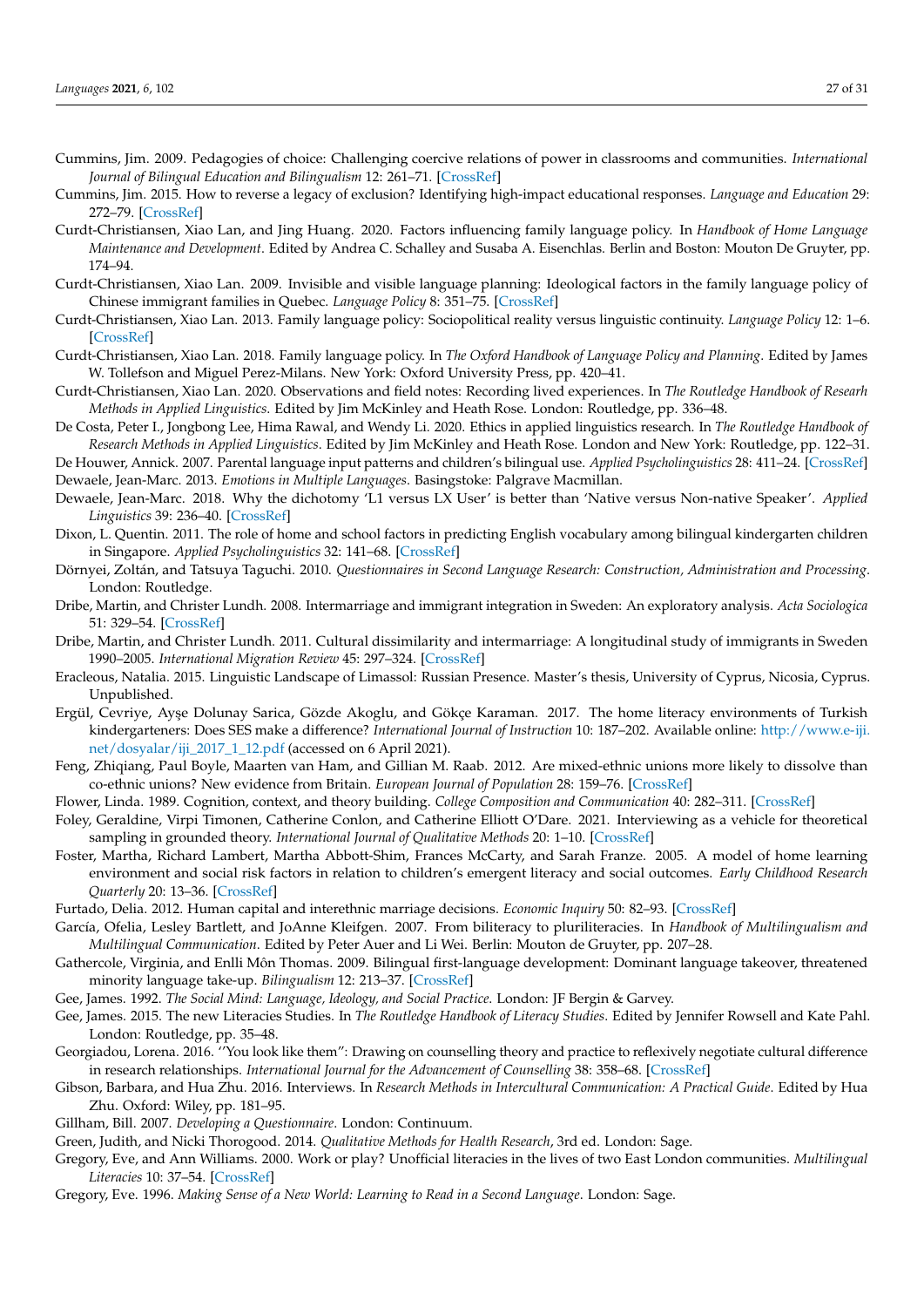Cummins, Jim. 2009. Pedagogies of choice: Challenging coercive relations of power in classrooms and communities. *International Journal of Bilingual Education and Bilingualism* 12: 261–71. [CrossRef]

Cummins, Jim. 2015. How to reverse a legacy of exclusion? Identifying high-impact educational responses. *Language and Education* 29: 272–79. [CrossRef]

Curdt-Christiansen, Xiao Lan, and Jing Huang. 2020. Factors influencing family language policy. In *Handbook of Home Language Maintenance and Development*. Edited by Andrea C. Schalley and Susaba A. Eisenchlas. Berlin and Boston: Mouton De Gruyter, pp. 174–94.

Curdt-Christiansen, Xiao Lan. 2009. Invisible and visible language planning: Ideological factors in the family language policy of Chinese immigrant families in Quebec. *Language Policy* 8: 351–75. [CrossRef]

Curdt-Christiansen, Xiao Lan. 2013. Family language policy: Sociopolitical reality versus linguistic continuity. *Language Policy* 12: 1–6. [CrossRef]

Curdt-Christiansen, Xiao Lan. 2018. Family language policy. In *The Oxford Handbook of Language Policy and Planning*. Edited by James W. Tollefson and Miguel Perez-Milans. New York: Oxford University Press, pp. 420–41.

Curdt-Christiansen, Xiao Lan. 2020. Observations and field notes: Recording lived experiences. In *The Routledge Handbook of Research Methods in Applied Linguistics*. Edited by Jim McKinley and Heath Rose. London: Routledge, pp. 336–48.

De Costa, Peter I., Jongbong Lee, Hima Rawal, and Wendy Li. 2020. Ethics in applied linguistics research. In *The Routledge Handbook of Research Methods in Applied Linguistics*. Edited by Jim McKinley and Heath Rose. London and New York: Routledge, pp. 122–31.

De Houwer, Annick. 2007. Parental language input patterns and children's bilingual use. *Applied Psycholinguistics* 28: 411–24. [CrossRef]

Dewaele, Jean-Marc. 2013. *Emotions in Multiple Languages*. Basingstoke: Palgrave Macmillan.

Dewaele, Jean-Marc. 2018. Why the dichotomy 'L1 versus LX User' is better than 'Native versus Non-native Speaker'. *Applied Linguistics* 39: 236–40. [CrossRef]

Dixon, L. Quentin. 2011. The role of home and school factors in predicting English vocabulary among bilingual kindergarten children in Singapore. *Applied Psycholinguistics* 32: 141–68. [CrossRef]

Dörnyei, Zoltán, and Tatsuya Taguchi. 2010. *Questionnaires in Second Language Research: Construction, Administration and Processing*. London: Routledge.

Dribe, Martin, and Christer Lundh. 2008. Intermarriage and immigrant integration in Sweden: An exploratory analysis. *Acta Sociologica* 51: 329–54. [CrossRef]

Dribe, Martin, and Christer Lundh. 2011. Cultural dissimilarity and intermarriage: A longitudinal study of immigrants in Sweden 1990–2005. *International Migration Review* 45: 297–324. [CrossRef]

Eracleous, Natalia. 2015. Linguistic Landscape of Limassol: Russian Presence. Master's thesis, University of Cyprus, Nicosia, Cyprus. Unpublished.

Ergül, Cevriye, Ayşe Dolunay Sarica, Gözde Akoglu, and Gökçe Karaman. 2017. The home literacy environments of Turkish kindergarteners: Does SES make a difference? *International Journal of Instruction* 10: 187–202. Available online: http://www.e-iji.net/dosyalar/iji_2017_1_12.pdf (accessed on 6 April 2021).

Feng, Zhiqiang, Paul Boyle, Maarten van Ham, and Gillian M. Raab. 2012. Are mixed-ethnic unions more likely to dissolve than co-ethnic unions? New evidence from Britain. *European Journal of Population* 28: 159–76. [CrossRef]

Flower, Linda. 1989. Cognition, context, and theory building. *College Composition and Communication* 40: 282–311. [CrossRef]

Foley, Geraldine, Virpi Timonen, Catherine Conlon, and Catherine Elliott O'Dare. 2021. Interviewing as a vehicle for theoretical sampling in grounded theory. *International Journal of Qualitative Methods* 20: 1–10. [CrossRef]

Foster, Martha, Richard Lambert, Martha Abbott-Shim, Frances McCarty, and Sarah Franze. 2005. A model of home learning environment and social risk factors in relation to children's emergent literacy and social outcomes. *Early Childhood Research Quarterly* 20: 13–36. [CrossRef]

Furtado, Delia. 2012. Human capital and interethnic marriage decisions. *Economic Inquiry* 50: 82–93. [CrossRef]

García, Ofelia, Lesley Bartlett, and JoAnne Kleifgen. 2007. From biliteracy to pluriliteracies. In *Handbook of Multilingualism and Multilingual Communication*. Edited by Peter Auer and Li Wei. Berlin: Mouton de Gruyter, pp. 207–28.

Gathercole, Virginia, and Enlli Môn Thomas. 2009. Bilingual first-language development: Dominant language takeover, threatened minority language take-up. *Bilingualism* 12: 213–37. [CrossRef]

Gee, James. 1992. *The Social Mind: Language, Ideology, and Social Practice*. London: JF Bergin & Garvey.

Gee, James. 2015. The new Literacies Studies. In *The Routledge Handbook of Literacy Studies*. Edited by Jennifer Rowsell and Kate Pahl. London: Routledge, pp. 35–48.

Georgiadou, Lorena. 2016. "You look like them": Drawing on counselling theory and practice to reflexively negotiate cultural difference in research relationships. *International Journal for the Advancement of Counselling* 38: 358–68. [CrossRef]

Gibson, Barbara, and Hua Zhu. 2016. Interviews. In *Research Methods in Intercultural Communication: A Practical Guide*. Edited by Hua Zhu. Oxford: Wiley, pp. 181–95.

Gillham, Bill. 2007. *Developing a Questionnaire*. London: Continuum.

Green, Judith, and Nicki Thorogood. 2014. *Qualitative Methods for Health Research*, 3rd ed. London: Sage.

Gregory, Eve, and Ann Williams. 2000. Work or play? Unofficial literacies in the lives of two East London communities. *Multilingual Literacies* 10: 37–54. [CrossRef]

Gregory, Eve. 1996. *Making Sense of a New World: Learning to Read in a Second Language*. London: Sage.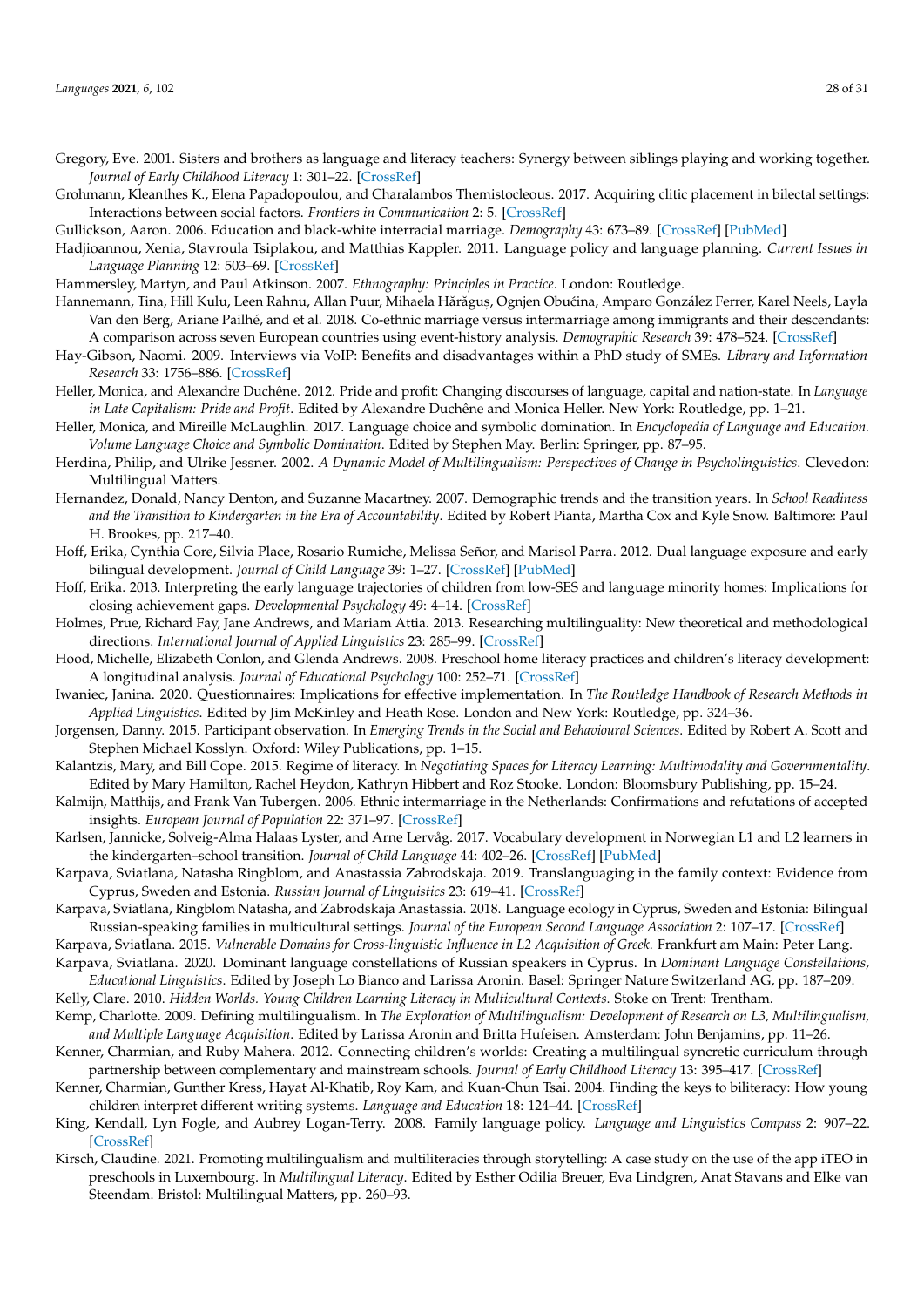Gregory, Eve. 2001. Sisters and brothers as language and literacy teachers: Synergy between siblings playing and working together. *Journal of Early Childhood Literacy* 1: 301–22. [CrossRef]

Grohmann, Kleanthes K., Elena Papadopoulou, and Charalambos Themistocleous. 2017. Acquiring clitic placement in bilectal settings: Interactions between social factors. *Frontiers in Communication* 2: 5. [CrossRef]

Gullickson, Aaron. 2006. Education and black-white interracial marriage. *Demography* 43: 673–89. [CrossRef] [PubMed]

Hadjioannou, Xenia, Stavroula Tsiplakou, and Matthias Kappler. 2011. Language policy and language planning. *Current Issues in Language Planning* 12: 503–69. [CrossRef]

Hammersley, Martyn, and Paul Atkinson. 2007. *Ethnography: Principles in Practice*. London: Routledge.

Hannemann, Tina, Hill Kulu, Leen Rahnu, Allan Puur, Mihaela Hărăguș, Ognjen Obućina, Amparo González Ferrer, Karel Neels, Layla Van den Berg, Ariane Pailhé, and et al. 2018. Co-ethnic marriage versus intermarriage among immigrants and their descendants: A comparison across seven European countries using event-history analysis. *Demographic Research* 39: 478–524. [CrossRef]

Hay-Gibson, Naomi. 2009. Interviews via VoIP: Benefits and disadvantages within a PhD study of SMEs. *Library and Information Research* 33: 1756–886. [CrossRef]

Heller, Monica, and Alexandre Duchêne. 2012. Pride and profit: Changing discourses of language, capital and nation-state. In *Language in Late Capitalism: Pride and Profit*. Edited by Alexandre Duchêne and Monica Heller. New York: Routledge, pp. 1–21.

Heller, Monica, and Mireille McLaughlin. 2017. Language choice and symbolic domination. In *Encyclopedia of Language and Education. Volume Language Choice and Symbolic Domination*. Edited by Stephen May. Berlin: Springer, pp. 87–95.

Herdina, Philip, and Ulrike Jessner. 2002. *A Dynamic Model of Multilingualism: Perspectives of Change in Psycholinguistics*. Clevedon: Multilingual Matters.

Hernandez, Donald, Nancy Denton, and Suzanne Macartney. 2007. Demographic trends and the transition years. In *School Readiness and the Transition to Kindergarten in the Era of Accountability*. Edited by Robert Pianta, Martha Cox and Kyle Snow. Baltimore: Paul H. Brookes, pp. 217–40.

Hoff, Erika, Cynthia Core, Silvia Place, Rosario Rumiche, Melissa Señor, and Marisol Parra. 2012. Dual language exposure and early bilingual development. *Journal of Child Language* 39: 1–27. [CrossRef] [PubMed]

Hoff, Erika. 2013. Interpreting the early language trajectories of children from low-SES and language minority homes: Implications for closing achievement gaps. *Developmental Psychology* 49: 4–14. [CrossRef]

Holmes, Prue, Richard Fay, Jane Andrews, and Mariam Attia. 2013. Researching multilinguality: New theoretical and methodological directions. *International Journal of Applied Linguistics* 23: 285–99. [CrossRef]

Hood, Michelle, Elizabeth Conlon, and Glenda Andrews. 2008. Preschool home literacy practices and children's literacy development: A longitudinal analysis. *Journal of Educational Psychology* 100: 252–71. [CrossRef]

Iwaniec, Janina. 2020. Questionnaires: Implications for effective implementation. In *The Routledge Handbook of Research Methods in Applied Linguistics*. Edited by Jim McKinley and Heath Rose. London and New York: Routledge, pp. 324–36.

Jorgensen, Danny. 2015. Participant observation. In *Emerging Trends in the Social and Behavioural Sciences*. Edited by Robert A. Scott and Stephen Michael Kosslyn. Oxford: Wiley Publications, pp. 1–15.

Kalantzis, Mary, and Bill Cope. 2015. Regime of literacy. In *Negotiating Spaces for Literacy Learning: Multimodality and Governmentality*. Edited by Mary Hamilton, Rachel Heydon, Kathryn Hibbert and Roz Stooke. London: Bloomsbury Publishing, pp. 15–24.

Kalmijn, Matthijs, and Frank Van Tubergen. 2006. Ethnic intermarriage in the Netherlands: Confirmations and refutations of accepted insights. *European Journal of Population* 22: 371–97. [CrossRef]

Karlsen, Jannicke, Solveig-Alma Halaas Lyster, and Arne Lervåg. 2017. Vocabulary development in Norwegian L1 and L2 learners in the kindergarten–school transition. *Journal of Child Language* 44: 402–26. [CrossRef] [PubMed]

Karpava, Sviatlana, Natasha Ringblom, and Anastassia Zabrodskaja. 2019. Translanguaging in the family context: Evidence from Cyprus, Sweden and Estonia. *Russian Journal of Linguistics* 23: 619–41. [CrossRef]

Karpava, Sviatlana, Ringblom Natasha, and Zabrodskaja Anastassia. 2018. Language ecology in Cyprus, Sweden and Estonia: Bilingual Russian-speaking families in multicultural settings. *Journal of the European Second Language Association* 2: 107–17. [CrossRef]

Karpava, Sviatlana. 2015. *Vulnerable Domains for Cross-linguistic Influence in L2 Acquisition of Greek*. Frankfurt am Main: Peter Lang.

Karpava, Sviatlana. 2020. Dominant language constellations of Russian speakers in Cyprus. In *Dominant Language Constellations, Educational Linguistics*. Edited by Joseph Lo Bianco and Larissa Aronin. Basel: Springer Nature Switzerland AG, pp. 187–209.

Kelly, Clare. 2010. *Hidden Worlds. Young Children Learning Literacy in Multicultural Contexts*. Stoke on Trent: Trentham.

Kemp, Charlotte. 2009. Defining multilingualism. In *The Exploration of Multilingualism: Development of Research on L3, Multilingualism, and Multiple Language Acquisition*. Edited by Larissa Aronin and Britta Hufeisen. Amsterdam: John Benjamins, pp. 11–26.

Kenner, Charmian, and Ruby Mahera. 2012. Connecting children's worlds: Creating a multilingual syncretic curriculum through partnership between complementary and mainstream schools. *Journal of Early Childhood Literacy* 13: 395–417. [CrossRef]

Kenner, Charmian, Gunther Kress, Hayat Al-Khatib, Roy Kam, and Kuan-Chun Tsai. 2004. Finding the keys to biliteracy: How young children interpret different writing systems. *Language and Education* 18: 124–44. [CrossRef]

King, Kendall, Lyn Fogle, and Aubrey Logan-Terry. 2008. Family language policy. *Language and Linguistics Compass* 2: 907–22. [CrossRef]

Kirsch, Claudine. 2021. Promoting multilingualism and multiliteracies through storytelling: A case study on the use of the app iTEO in preschools in Luxembourg. In *Multilingual Literacy*. Edited by Esther Odilia Breuer, Eva Lindgren, Anat Stavans and Elke van Steendam. Bristol: Multilingual Matters, pp. 260–93.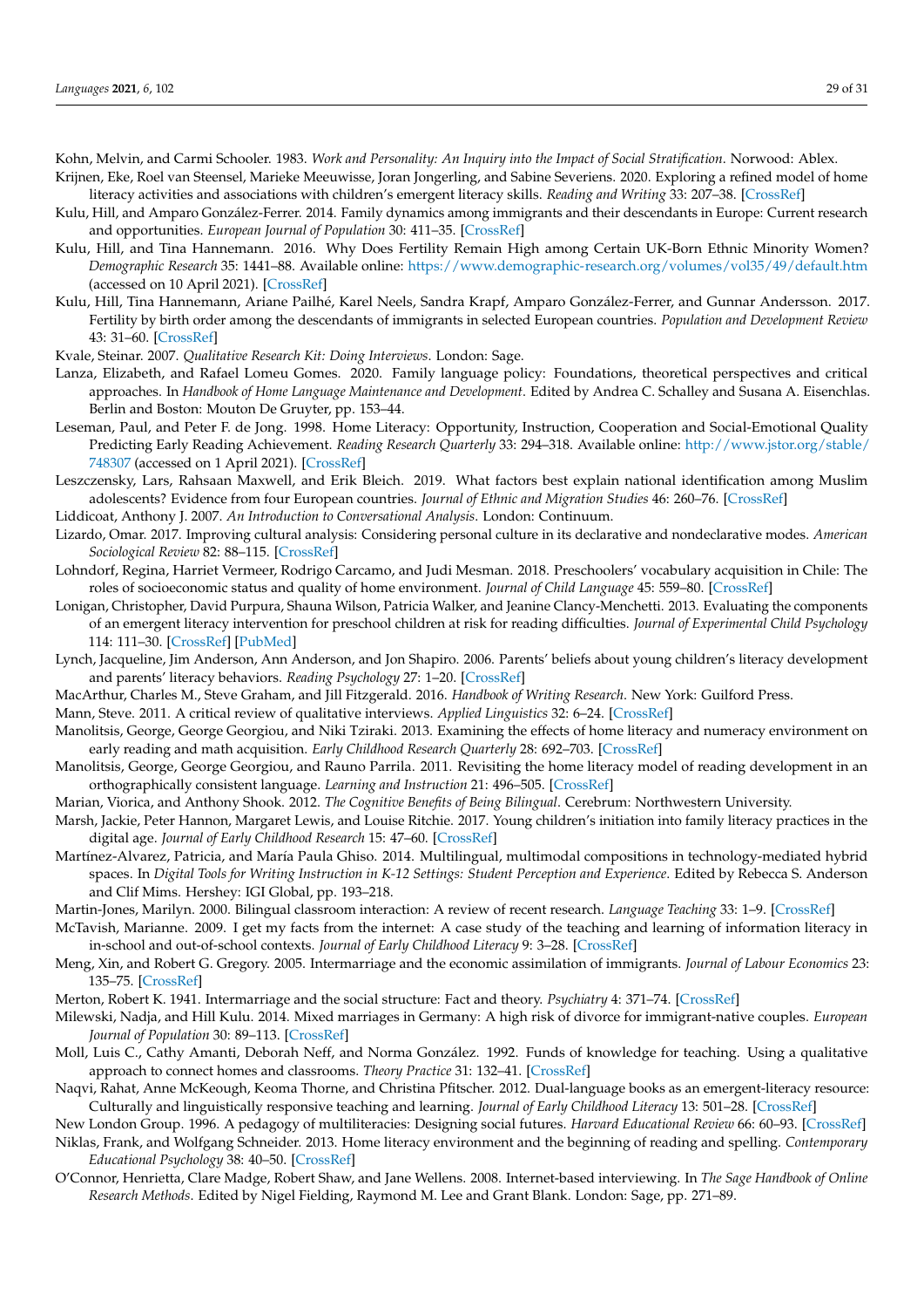Kohn, Melvin, and Carmi Schooler. 1983. *Work and Personality: An Inquiry into the Impact of Social Stratification*. Norwood: Ablex.

Krijnen, Eke, Roel van Steensel, Marieke Meeuwisse, Joran Jongerling, and Sabine Severiens. 2020. Exploring a refined model of home literacy activities and associations with children's emergent literacy skills. *Reading and Writing* 33: 207–38. [CrossRef]

Kulu, Hill, and Amparo González-Ferrer. 2014. Family dynamics among immigrants and their descendants in Europe: Current research and opportunities. *European Journal of Population* 30: 411–35. [CrossRef]

Kulu, Hill, and Tina Hannemann. 2016. Why Does Fertility Remain High among Certain UK-Born Ethnic Minority Women? *Demographic Research* 35: 1441–88. Available online: https://www.demographic-research.org/volumes/vol35/49/default.htm (accessed on 10 April 2021). [CrossRef]

Kulu, Hill, Tina Hannemann, Ariane Pailhé, Karel Neels, Sandra Krapf, Amparo González-Ferrer, and Gunnar Andersson. 2017. Fertility by birth order among the descendants of immigrants in selected European countries. *Population and Development Review* 43: 31–60. [CrossRef]

Kvale, Steinar. 2007. *Qualitative Research Kit: Doing Interviews*. London: Sage.

Lanza, Elizabeth, and Rafael Lomeu Gomes. 2020. Family language policy: Foundations, theoretical perspectives and critical approaches. In *Handbook of Home Language Maintenance and Development*. Edited by Andrea C. Schalley and Susana A. Eisenchlas. Berlin and Boston: Mouton De Gruyter, pp. 153–44.

Leseman, Paul, and Peter F. de Jong. 1998. Home Literacy: Opportunity, Instruction, Cooperation and Social-Emotional Quality Predicting Early Reading Achievement. *Reading Research Quarterly* 33: 294–318. Available online: http://www.jstor.org/stable/748307 (accessed on 1 April 2021). [CrossRef]

Leszczensky, Lars, Rahsaan Maxwell, and Erik Bleich. 2019. What factors best explain national identification among Muslim adolescents? Evidence from four European countries. *Journal of Ethnic and Migration Studies* 46: 260–76. [CrossRef]

Liddicoat, Anthony J. 2007. *An Introduction to Conversational Analysis*. London: Continuum.

Lizardo, Omar. 2017. Improving cultural analysis: Considering personal culture in its declarative and nondeclarative modes. *American Sociological Review* 82: 88–115. [CrossRef]

Lohndorf, Regina, Harriet Vermeer, Rodrigo Carcamo, and Judi Mesman. 2018. Preschoolers' vocabulary acquisition in Chile: The roles of socioeconomic status and quality of home environment. *Journal of Child Language* 45: 559–80. [CrossRef]

Lonigan, Christopher, David Purpura, Shauna Wilson, Patricia Walker, and Jeanine Clancy-Menchetti. 2013. Evaluating the components of an emergent literacy intervention for preschool children at risk for reading difficulties. *Journal of Experimental Child Psychology* 114: 111–30. [CrossRef] [PubMed]

Lynch, Jacqueline, Jim Anderson, Ann Anderson, and Jon Shapiro. 2006. Parents' beliefs about young children's literacy development and parents' literacy behaviors. *Reading Psychology* 27: 1–20. [CrossRef]

MacArthur, Charles M., Steve Graham, and Jill Fitzgerald. 2016. *Handbook of Writing Research*. New York: Guilford Press.

Mann, Steve. 2011. A critical review of qualitative interviews. *Applied Linguistics* 32: 6–24. [CrossRef]

Manolitsis, George, George Georgiou, and Niki Tziraki. 2013. Examining the effects of home literacy and numeracy environment on early reading and math acquisition. *Early Childhood Research Quarterly* 28: 692–703. [CrossRef]

Manolitsis, George, George Georgiou, and Rauno Parrila. 2011. Revisiting the home literacy model of reading development in an orthographically consistent language. *Learning and Instruction* 21: 496–505. [CrossRef]

Marian, Viorica, and Anthony Shook. 2012. *The Cognitive Benefits of Being Bilingual*. Cerebrum: Northwestern University.

Marsh, Jackie, Peter Hannon, Margaret Lewis, and Louise Ritchie. 2017. Young children's initiation into family literacy practices in the digital age. *Journal of Early Childhood Research* 15: 47–60. [CrossRef]

Martínez-Alvarez, Patricia, and María Paula Ghiso. 2014. Multilingual, multimodal compositions in technology-mediated hybrid spaces. In *Digital Tools for Writing Instruction in K-12 Settings: Student Perception and Experience*. Edited by Rebecca S. Anderson and Clif Mims. Hershey: IGI Global, pp. 193–218.

Martin-Jones, Marilyn. 2000. Bilingual classroom interaction: A review of recent research. *Language Teaching* 33: 1–9. [CrossRef]

McTavish, Marianne. 2009. I get my facts from the internet: A case study of the teaching and learning of information literacy in in-school and out-of-school contexts. *Journal of Early Childhood Literacy* 9: 3–28. [CrossRef]

Meng, Xin, and Robert G. Gregory. 2005. Intermarriage and the economic assimilation of immigrants. *Journal of Labour Economics* 23: 135–75. [CrossRef]

Merton, Robert K. 1941. Intermarriage and the social structure: Fact and theory. *Psychiatry* 4: 371–74. [CrossRef]

Milewski, Nadja, and Hill Kulu. 2014. Mixed marriages in Germany: A high risk of divorce for immigrant-native couples. *European Journal of Population* 30: 89–113. [CrossRef]

Moll, Luis C., Cathy Amanti, Deborah Neff, and Norma González. 1992. Funds of knowledge for teaching. Using a qualitative approach to connect homes and classrooms. *Theory Practice* 31: 132–41. [CrossRef]

Naqvi, Rahat, Anne McKeough, Keoma Thorne, and Christina Pfitscher. 2012. Dual-language books as an emergent-literacy resource: Culturally and linguistically responsive teaching and learning. *Journal of Early Childhood Literacy* 13: 501–28. [CrossRef]

New London Group. 1996. A pedagogy of multiliteracies: Designing social futures. *Harvard Educational Review* 66: 60–93. [CrossRef]

Niklas, Frank, and Wolfgang Schneider. 2013. Home literacy environment and the beginning of reading and spelling. *Contemporary Educational Psychology* 38: 40–50. [CrossRef]

O'Connor, Henrietta, Clare Madge, Robert Shaw, and Jane Wellens. 2008. Internet-based interviewing. In *The Sage Handbook of Online Research Methods*. Edited by Nigel Fielding, Raymond M. Lee and Grant Blank. London: Sage, pp. 271–89.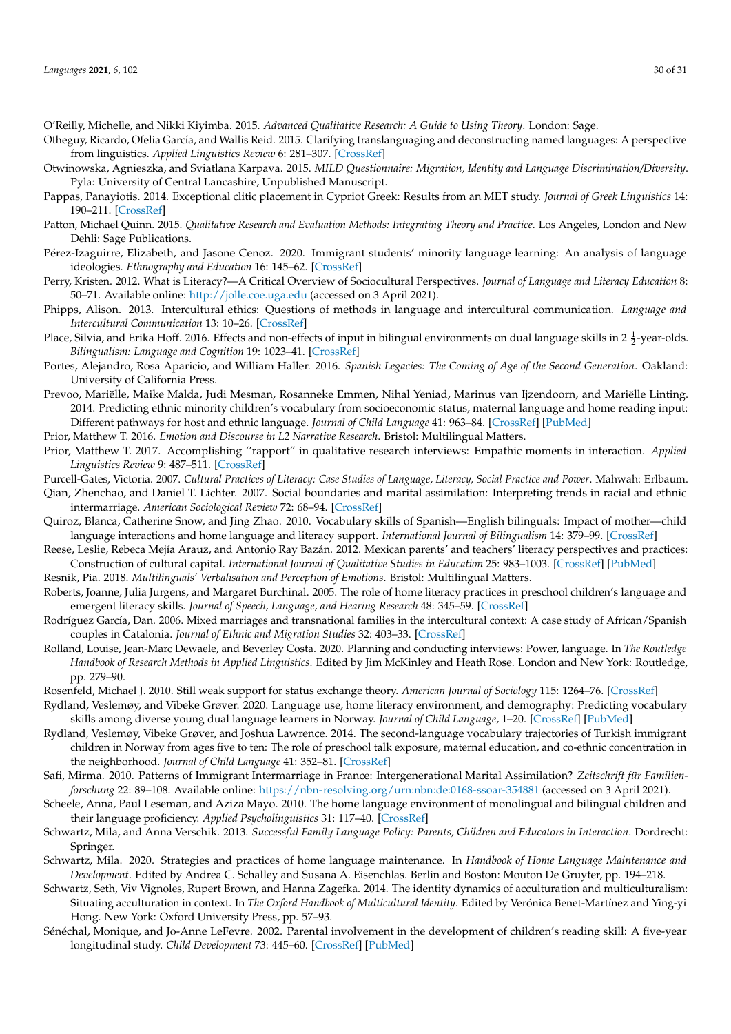O'Reilly, Michelle, and Nikki Kiyimba. 2015. *Advanced Qualitative Research: A Guide to Using Theory*. London: Sage.

Otheguy, Ricardo, Ofelia García, and Wallis Reid. 2015. Clarifying translanguaging and deconstructing named languages: A perspective from linguistics. *Applied Linguistics Review* 6: 281–307. [CrossRef]

Otwinowska, Agnieszka, and Sviatlana Karpava. 2015. *MILD Questionnaire: Migration, Identity and Language Discrimination/Diversity*. Pyla: University of Central Lancashire, Unpublished Manuscript.

Pappas, Panayiotis. 2014. Exceptional clitic placement in Cypriot Greek: Results from an MET study. *Journal of Greek Linguistics* 14: 190–211. [CrossRef]

Patton, Michael Quinn. 2015. *Qualitative Research and Evaluation Methods: Integrating Theory and Practice*. Los Angeles, London and New Dehli: Sage Publications.

Pérez-Izaguirre, Elizabeth, and Jasone Cenoz. 2020. Immigrant students' minority language learning: An analysis of language ideologies. *Ethnography and Education* 16: 145–62. [CrossRef]

Perry, Kristen. 2012. What is Literacy?—A Critical Overview of Sociocultural Perspectives. *Journal of Language and Literacy Education* 8: 50–71. Available online: http://jolle.coe.uga.edu (accessed on 3 April 2021).

Phipps, Alison. 2013. Intercultural ethics: Questions of methods in language and intercultural communication. *Language and Intercultural Communication* 13: 10–26. [CrossRef]

Place, Silvia, and Erika Hoff. 2016. Effects and non-effects of input in bilingual environments on dual language skills in 2 $\frac{1}{2}$-year-olds. *Bilingualism: Language and Cognition* 19: 1023–41. [CrossRef]

Portes, Alejandro, Rosa Aparicio, and William Haller. 2016. *Spanish Legacies: The Coming of Age of the Second Generation*. Oakland: University of California Press.

Prevoo, Mariëlle, Maike Malda, Judi Mesman, Rosanneke Emmen, Nihal Yeniad, Marinus van Ijzendoorn, and Mariëlle Linting. 2014. Predicting ethnic minority children's vocabulary from socioeconomic status, maternal language and home reading input: Different pathways for host and ethnic language. *Journal of Child Language* 41: 963–84. [CrossRef] [PubMed]

Prior, Matthew T. 2016. *Emotion and Discourse in L2 Narrative Research*. Bristol: Multilingual Matters.

Prior, Matthew T. 2017. Accomplishing ''rapport'' in qualitative research interviews: Empathic moments in interaction. *Applied Linguistics Review* 9: 487–511. [CrossRef]

Purcell-Gates, Victoria. 2007. *Cultural Practices of Literacy: Case Studies of Language, Literacy, Social Practice and Power*. Mahwah: Erlbaum.

Qian, Zhenchao, and Daniel T. Lichter. 2007. Social boundaries and marital assimilation: Interpreting trends in racial and ethnic intermarriage. *American Sociological Review* 72: 68–94. [CrossRef]

Quiroz, Blanca, Catherine Snow, and Jing Zhao. 2010. Vocabulary skills of Spanish—English bilinguals: Impact of mother—child language interactions and home language and literacy support. *International Journal of Bilingualism* 14: 379–99. [CrossRef]

Reese, Leslie, Rebeca Mejía Arauz, and Antonio Ray Bazán. 2012. Mexican parents' and teachers' literacy perspectives and practices: Construction of cultural capital. *International Journal of Qualitative Studies in Education* 25: 983–1003. [CrossRef] [PubMed]

Resnik, Pia. 2018. *Multilinguals' Verbalisation and Perception of Emotions*. Bristol: Multilingual Matters.

Roberts, Joanne, Julia Jurgens, and Margaret Burchinal. 2005. The role of home literacy practices in preschool children's language and emergent literacy skills. *Journal of Speech, Language, and Hearing Research* 48: 345–59. [CrossRef]

Rodríguez García, Dan. 2006. Mixed marriages and transnational families in the intercultural context: A case study of African/Spanish couples in Catalonia. *Journal of Ethnic and Migration Studies* 32: 403–33. [CrossRef]

Rolland, Louise, Jean-Marc Dewaele, and Beverley Costa. 2020. Planning and conducting interviews: Power, language. In *The Routledge Handbook of Research Methods in Applied Linguistics*. Edited by Jim McKinley and Heath Rose. London and New York: Routledge, pp. 279–90.

Rosenfeld, Michael J. 2010. Still weak support for status exchange theory. *American Journal of Sociology* 115: 1264–76. [CrossRef]

Rydland, Veslemøy, and Vibeke Grøver. 2020. Language use, home literacy environment, and demography: Predicting vocabulary skills among diverse young dual language learners in Norway. *Journal of Child Language*, 1–20. [CrossRef] [PubMed]

Rydland, Veslemøy, Vibeke Grøver, and Joshua Lawrence. 2014. The second-language vocabulary trajectories of Turkish immigrant children in Norway from ages five to ten: The role of preschool talk exposure, maternal education, and co-ethnic concentration in the neighborhood. *Journal of Child Language* 41: 352–81. [CrossRef]

Safi, Mirma. 2010. Patterns of Immigrant Intermarriage in France: Intergenerational Marital Assimilation? *Zeitschrift für Familienforschung* 22: 89–108. Available online: https://nbn-resolving.org/urn:nbn:de:0168-ssoar-354881 (accessed on 3 April 2021).

Scheele, Anna, Paul Leseman, and Aziza Mayo. 2010. The home language environment of monolingual and bilingual children and their language proficiency. *Applied Psycholinguistics* 31: 117–40. [CrossRef]

Schwartz, Mila, and Anna Verschik. 2013. *Successful Family Language Policy: Parents, Children and Educators in Interaction*. Dordrecht: Springer.

Schwartz, Mila. 2020. Strategies and practices of home language maintenance. In *Handbook of Home Language Maintenance and Development*. Edited by Andrea C. Schalley and Susana A. Eisenchlas. Berlin and Boston: Mouton De Gruyter, pp. 194–218.

Schwartz, Seth, Viv Vignoles, Rupert Brown, and Hanna Zagefka. 2014. The identity dynamics of acculturation and multiculturalism: Situating acculturation in context. In *The Oxford Handbook of Multicultural Identity*. Edited by Verónica Benet-Martínez and Ying-yi Hong. New York: Oxford University Press, pp. 57–93.

Sénéchal, Monique, and Jo-Anne LeFevre. 2002. Parental involvement in the development of children's reading skill: A five-year longitudinal study. *Child Development* 73: 445–60. [CrossRef] [PubMed]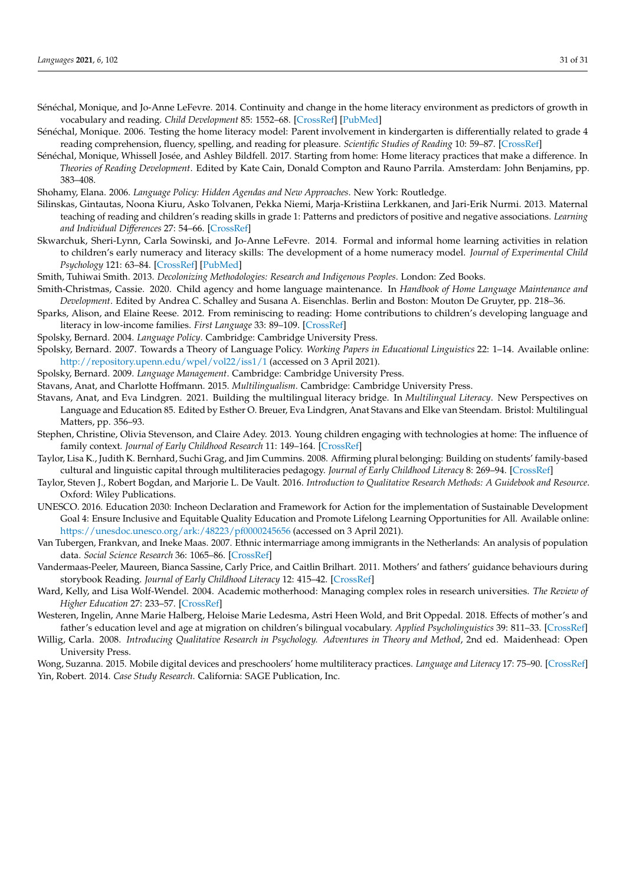Sénéchal, Monique, and Jo-Anne LeFevre. 2014. Continuity and change in the home literacy environment as predictors of growth in vocabulary and reading. *Child Development* 85: 1552–68. [CrossRef] [PubMed]

Sénéchal, Monique. 2006. Testing the home literacy model: Parent involvement in kindergarten is differentially related to grade 4 reading comprehension, fluency, spelling, and reading for pleasure. *Scientific Studies of Reading* 10: 59–87. [CrossRef]

Sénéchal, Monique, Whissell Josée, and Ashley Bildfell. 2017. Starting from home: Home literacy practices that make a difference. In *Theories of Reading Development*. Edited by Kate Cain, Donald Compton and Rauno Parrila. Amsterdam: John Benjamins, pp. 383–408.

Shohamy, Elana. 2006. *Language Policy: Hidden Agendas and New Approaches*. New York: Routledge.

Silinskas, Gintautas, Noona Kiuru, Asko Tolvanen, Pekka Niemi, Marja-Kristiina Lerkkanen, and Jari-Erik Nurmi. 2013. Maternal teaching of reading and children's reading skills in grade 1: Patterns and predictors of positive and negative associations. *Learning and Individual Differences* 27: 54–66. [CrossRef]

Skwarchuk, Sheri-Lynn, Carla Sowinski, and Jo-Anne LeFevre. 2014. Formal and informal home learning activities in relation to children's early numeracy and literacy skills: The development of a home numeracy model. *Journal of Experimental Child Psychology* 121: 63–84. [CrossRef] [PubMed]

Smith, Tuhiwai Smith. 2013. *Decolonizing Methodologies: Research and Indigenous Peoples*. London: Zed Books.

Smith-Christmas, Cassie. 2020. Child agency and home language maintenance. In *Handbook of Home Language Maintenance and Development*. Edited by Andrea C. Schalley and Susana A. Eisenchlas. Berlin and Boston: Mouton De Gruyter, pp. 218–36.

Sparks, Alison, and Elaine Reese. 2012. From reminiscing to reading: Home contributions to children's developing language and literacy in low-income families. *First Language* 33: 89–109. [CrossRef]

Spolsky, Bernard. 2004. *Language Policy*. Cambridge: Cambridge University Press.

Spolsky, Bernard. 2007. Towards a Theory of Language Policy. *Working Papers in Educational Linguistics* 22: 1–14. Available online: http://repository.upenn.edu/wpel/vol22/iss1/1 (accessed on 3 April 2021).

Spolsky, Bernard. 2009. *Language Management*. Cambridge: Cambridge University Press.

Stavans, Anat, and Charlotte Hoffmann. 2015. *Multilingualism*. Cambridge: Cambridge University Press.

Stavans, Anat, and Eva Lindgren. 2021. Building the multilingual literacy bridge. In *Multilingual Literacy*. New Perspectives on Language and Education 85. Edited by Esther O. Breuer, Eva Lindgren, Anat Stavans and Elke van Steendam. Bristol: Multilingual Matters, pp. 356–93.

Stephen, Christine, Olivia Stevenson, and Claire Adey. 2013. Young children engaging with technologies at home: The influence of family context. *Journal of Early Childhood Research* 11: 149–164. [CrossRef]

Taylor, Lisa K., Judith K. Bernhard, Suchi Grag, and Jim Cummins. 2008. Affirming plural belonging: Building on students' family-based cultural and linguistic capital through multiliteracies pedagogy. *Journal of Early Childhood Literacy* 8: 269–94. [CrossRef]

Taylor, Steven J., Robert Bogdan, and Marjorie L. De Vault. 2016. *Introduction to Qualitative Research Methods: A Guidebook and Resource*. Oxford: Wiley Publications.

UNESCO. 2016. Education 2030: Incheon Declaration and Framework for Action for the implementation of Sustainable Development Goal 4: Ensure Inclusive and Equitable Quality Education and Promote Lifelong Learning Opportunities for All. Available online: https://unesdoc.unesco.org/ark:/48223/pf0000245656 (accessed on 3 April 2021).

Van Tubergen, Frankvan, and Ineke Maas. 2007. Ethnic intermarriage among immigrants in the Netherlands: An analysis of population data. *Social Science Research* 36: 1065–86. [CrossRef]

Vandermaas-Peeler, Maureen, Bianca Sassine, Carly Price, and Caitlin Brilhart. 2011. Mothers' and fathers' guidance behaviours during storybook Reading. *Journal of Early Childhood Literacy* 12: 415–42. [CrossRef]

Ward, Kelly, and Lisa Wolf-Wendel. 2004. Academic motherhood: Managing complex roles in research universities. *The Review of Higher Education* 27: 233–57. [CrossRef]

Westeren, Ingelin, Anne Marie Halberg, Heloise Marie Ledesma, Astri Heen Wold, and Brit Oppedal. 2018. Effects of mother's and father's education level and age at migration on children's bilingual vocabulary. *Applied Psycholinguistics* 39: 811–33. [CrossRef]

Willig, Carla. 2008. *Introducing Qualitative Research in Psychology. Adventures in Theory and Method*, 2nd ed. Maidenhead: Open University Press.

Wong, Suzanna. 2015. Mobile digital devices and preschoolers' home multiliteracy practices. *Language and Literacy* 17: 75–90. [CrossRef]

Yin, Robert. 2014. *Case Study Research*. California: SAGE Publication, Inc.